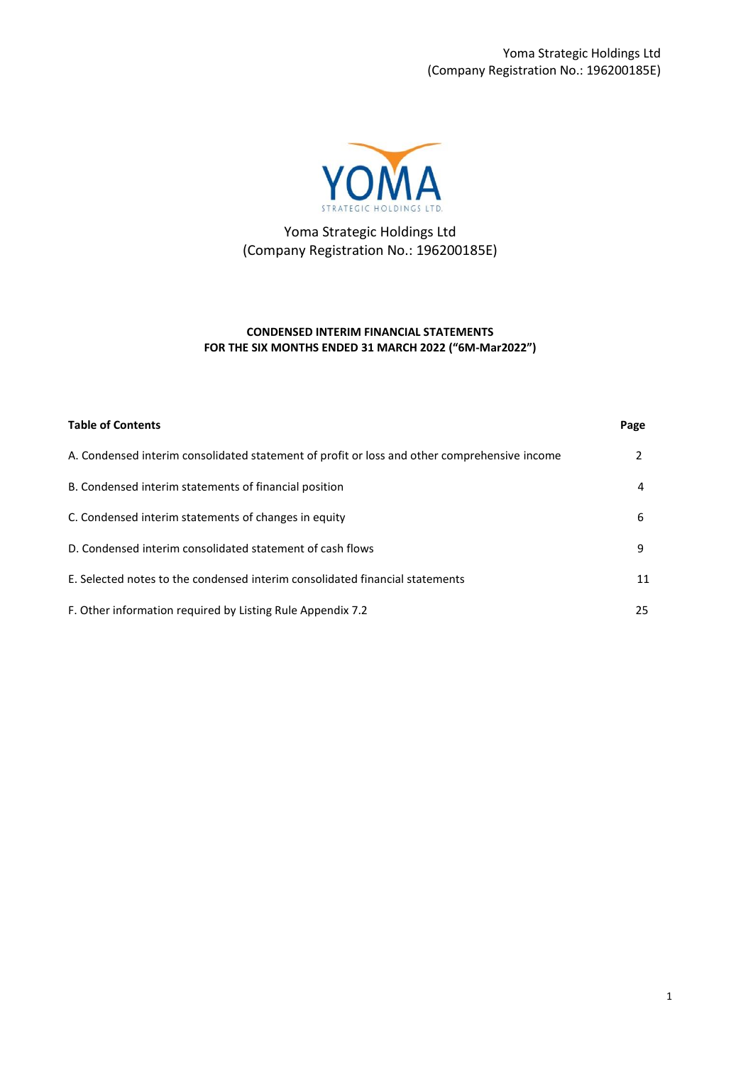Yoma Strategic Holdings Ltd
(Company Registration No.: 196200185E)

YOMA
STRATEGIC HOLDINGS LTD.

Yoma Strategic Holdings Ltd
(Company Registration No.: 196200185E)

**CONDENSED INTERIM FINANCIAL STATEMENTS**
**FOR THE SIX MONTHS ENDED 31 MARCH 2022 ("6M-Mar2022")**

| **Table of Contents** | **Page** |
|---|---|
| A. Condensed interim consolidated statement of profit or loss and other comprehensive income | 2 |
| B. Condensed interim statements of financial position | 4 |
| C. Condensed interim statements of changes in equity | 6 |
| D. Condensed interim consolidated statement of cash flows | 9 |
| E. Selected notes to the condensed interim consolidated financial statements | 11 |
| F. Other information required by Listing Rule Appendix 7.2 | 25 |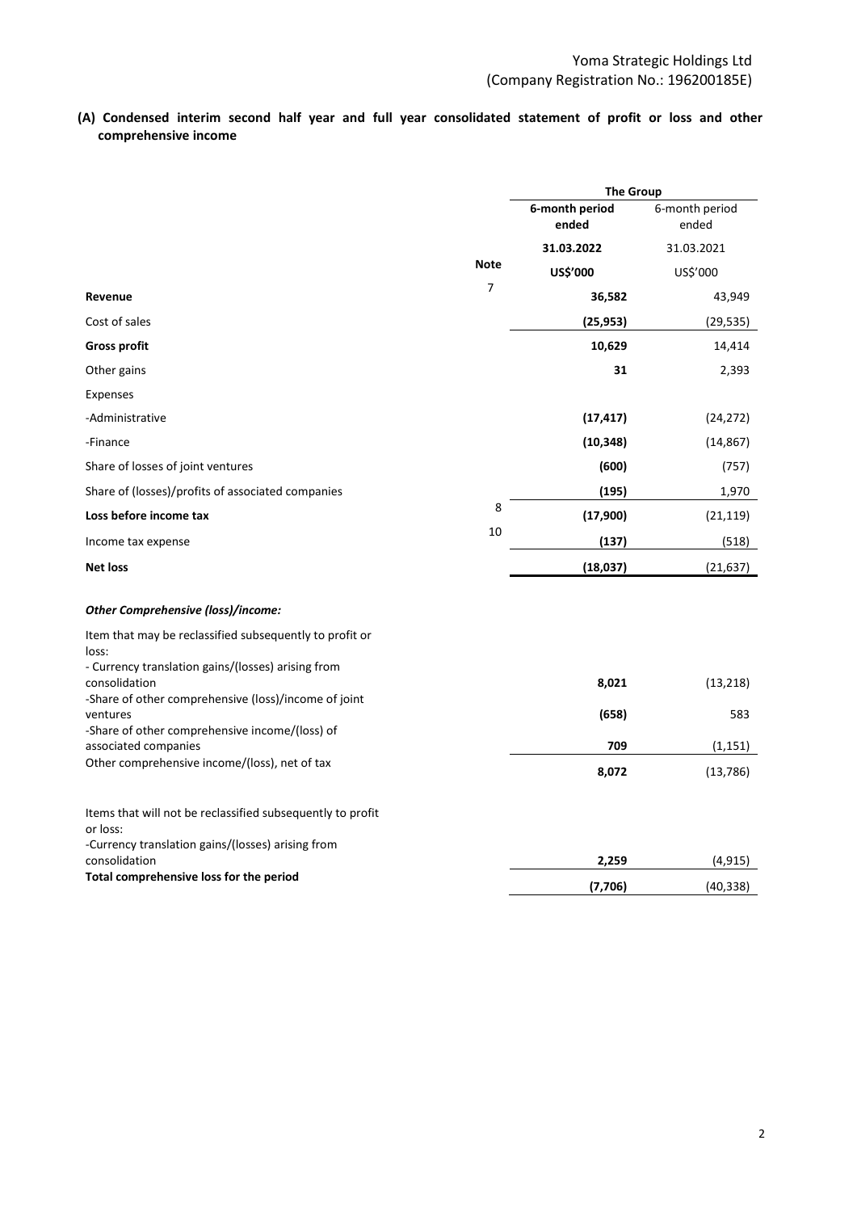## (A) Condensed interim second half year and full year consolidated statement of profit or loss and other comprehensive income

| | Note | The Group | |
|---|---|---|---|
| | | **6-month period ended** | 6-month period ended |
| | | **31.03.2022** | 31.03.2021 |
| | | **US$'000** | US$'000 |
| **Revenue** | 7 | **36,582** | 43,949 |
| Cost of sales | | **(25,953)** | (29,535) |
| **Gross profit** | | **10,629** | 14,414 |
| Other gains | | **31** | 2,393 |
| Expenses | | | |
| -Administrative | | **(17,417)** | (24,272) |
| -Finance | | **(10,348)** | (14,867) |
| Share of losses of joint ventures | | **(600)** | (757) |
| Share of (losses)/profits of associated companies | | **(195)** | 1,970 |
| **Loss before income tax** | 8 | **(17,900)** | (21,119) |
| Income tax expense | 10 | **(137)** | (518) |
| **Net loss** | | **(18,037)** | (21,637) |
| ***Other Comprehensive (loss)/income:*** | | | |
| Item that may be reclassified subsequently to profit or loss: | | | |
| - Currency translation gains/(losses) arising from consolidation | | **8,021** | (13,218) |
| -Share of other comprehensive (loss)/income of joint ventures | | **(658)** | 583 |
| -Share of other comprehensive income/(loss) of associated companies | | **709** | (1,151) |
| Other comprehensive income/(loss), net of tax | | **8,072** | (13,786) |
| Items that will not be reclassified subsequently to profit or loss: | | | |
| -Currency translation gains/(losses) arising from consolidation | | **2,259** | (4,915) |
| **Total comprehensive loss for the period** | | **(7,706)** | (40,338) |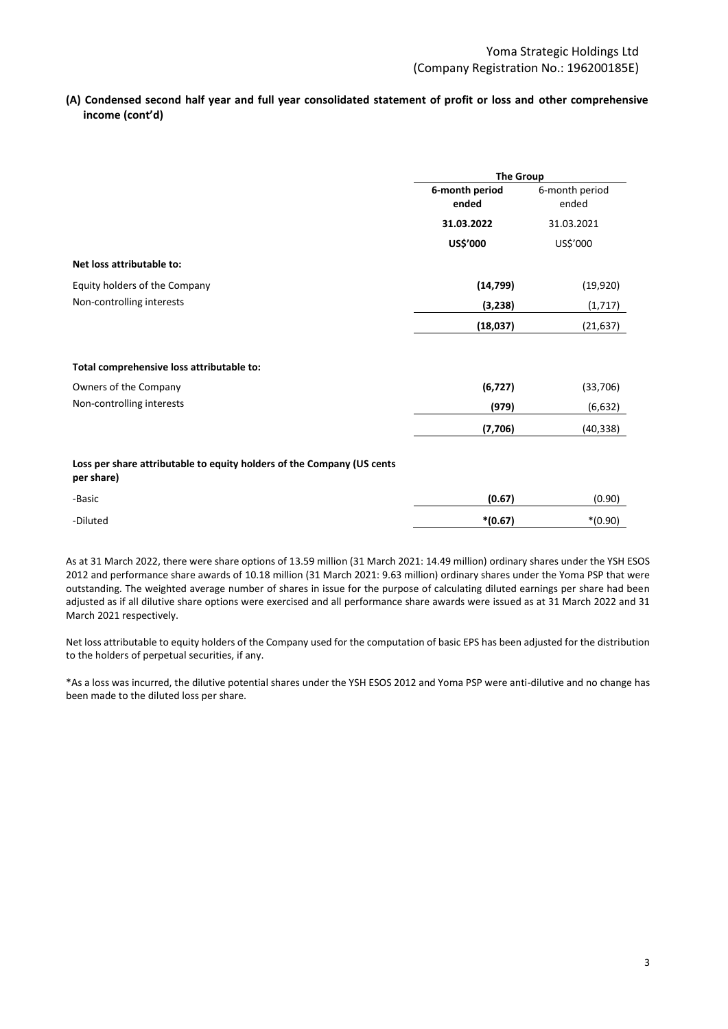**(A) Condensed second half year and full year consolidated statement of profit or loss and other comprehensive income (cont'd)**

| | The Group | |
|---|---|---|
| | **6-month period ended** | 6-month period ended |
| | **31.03.2022** | 31.03.2021 |
| | **US$'000** | US$'000 |
| **Net loss attributable to:** | | |
| Equity holders of the Company | **(14,799)** | (19,920) |
| Non-controlling interests | **(3,238)** | (1,717) |
| | **(18,037)** | (21,637) |
| **Total comprehensive loss attributable to:** | | |
| Owners of the Company | **(6,727)** | (33,706) |
| Non-controlling interests | **(979)** | (6,632) |
| | **(7,706)** | (40,338) |
| **Loss per share attributable to equity holders of the Company (US cents per share)** | | |
| -Basic | **(0.67)** | (0.90) |
| -Diluted | ***(0.67)** | *(0.90) |

As at 31 March 2022, there were share options of 13.59 million (31 March 2021: 14.49 million) ordinary shares under the YSH ESOS 2012 and performance share awards of 10.18 million (31 March 2021: 9.63 million) ordinary shares under the Yoma PSP that were outstanding. The weighted average number of shares in issue for the purpose of calculating diluted earnings per share had been adjusted as if all dilutive share options were exercised and all performance share awards were issued as at 31 March 2022 and 31 March 2021 respectively.

Net loss attributable to equity holders of the Company used for the computation of basic EPS has been adjusted for the distribution to the holders of perpetual securities, if any.

*As a loss was incurred, the dilutive potential shares under the YSH ESOS 2012 and Yoma PSP were anti-dilutive and no change has been made to the diluted loss per share.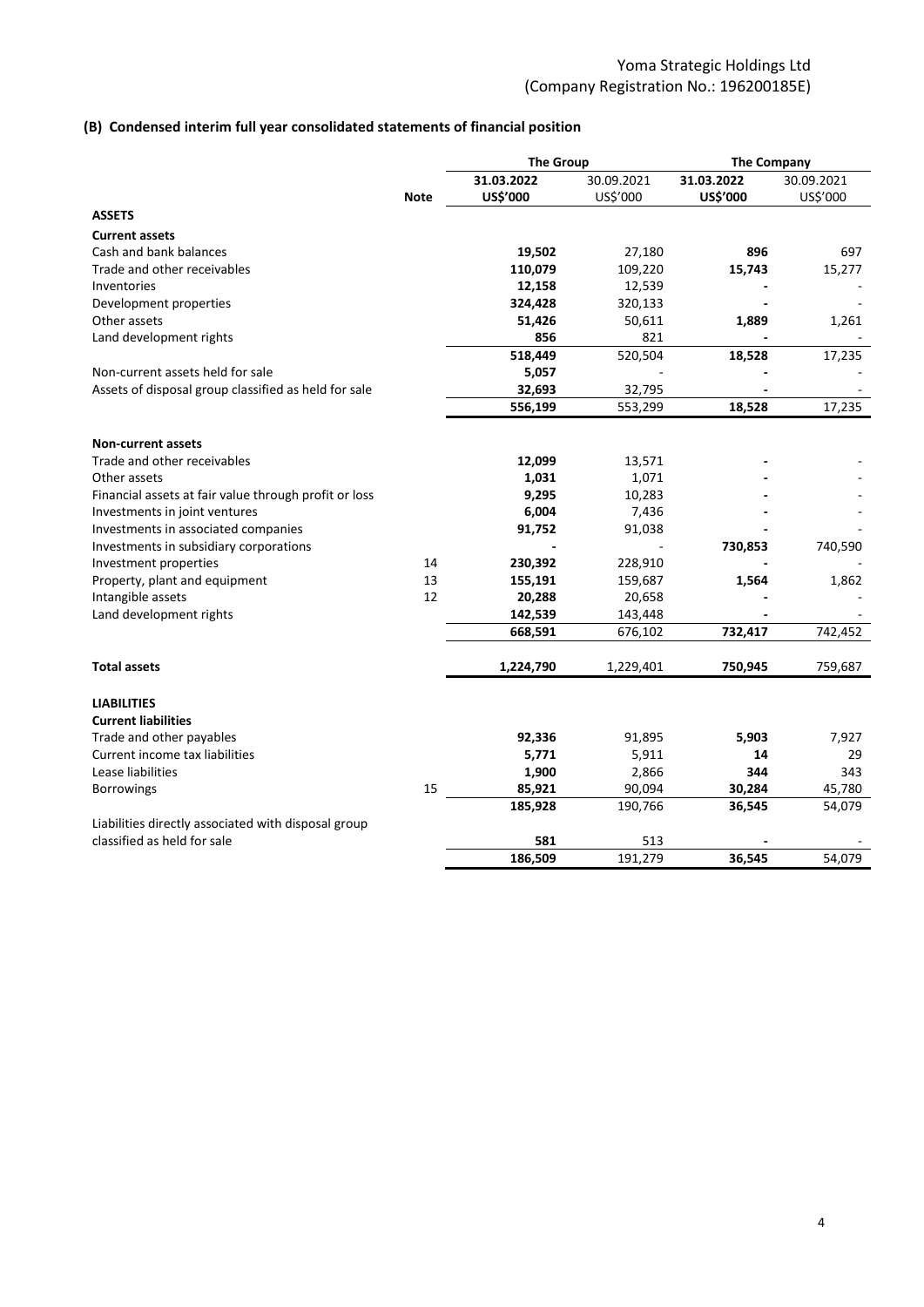## (B) Condensed interim full year consolidated statements of financial position

| | Note | The Group | | The Company | |
|---|---|---|---|---|---|
| | | **31.03.2022** | 30.09.2021 | **31.03.2022** | 30.09.2021 |
| | | **US$'000** | US$'000 | **US$'000** | US$'000 |
| **ASSETS** | | | | | |
| **Current assets** | | | | | |
| Cash and bank balances | | **19,502** | 27,180 | **896** | 697 |
| Trade and other receivables | | **110,079** | 109,220 | **15,743** | 15,277 |
| Inventories | | **12,158** | 12,539 | **-** | - |
| Development properties | | **324,428** | 320,133 | **-** | - |
| Other assets | | **51,426** | 50,611 | **1,889** | 1,261 |
| Land development rights | | **856** | 821 | **-** | - |
| | | **518,449** | 520,504 | **18,528** | 17,235 |
| Non-current assets held for sale | | **5,057** | - | **-** | - |
| Assets of disposal group classified as held for sale | | **32,693** | 32,795 | **-** | - |
| | | **556,199** | 553,299 | **18,528** | 17,235 |
| **Non-current assets** | | | | | |
| Trade and other receivables | | **12,099** | 13,571 | **-** | - |
| Other assets | | **1,031** | 1,071 | **-** | - |
| Financial assets at fair value through profit or loss | | **9,295** | 10,283 | **-** | - |
| Investments in joint ventures | | **6,004** | 7,436 | **-** | - |
| Investments in associated companies | | **91,752** | 91,038 | **-** | - |
| Investments in subsidiary corporations | | **-** | - | **730,853** | 740,590 |
| Investment properties | 14 | **230,392** | 228,910 | **-** | - |
| Property, plant and equipment | 13 | **155,191** | 159,687 | **1,564** | 1,862 |
| Intangible assets | 12 | **20,288** | 20,658 | **-** | - |
| Land development rights | | **142,539** | 143,448 | **-** | - |
| | | **668,591** | 676,102 | **732,417** | 742,452 |
| **Total assets** | | **1,224,790** | 1,229,401 | **750,945** | 759,687 |
| **LIABILITIES** | | | | | |
| **Current liabilities** | | | | | |
| Trade and other payables | | **92,336** | 91,895 | **5,903** | 7,927 |
| Current income tax liabilities | | **5,771** | 5,911 | **14** | 29 |
| Lease liabilities | | **1,900** | 2,866 | **344** | 343 |
| Borrowings | 15 | **85,921** | 90,094 | **30,284** | 45,780 |
| | | **185,928** | 190,766 | **36,545** | 54,079 |
| Liabilities directly associated with disposal group classified as held for sale | | **581** | 513 | **-** | - |
| | | **186,509** | 191,279 | **36,545** | 54,079 |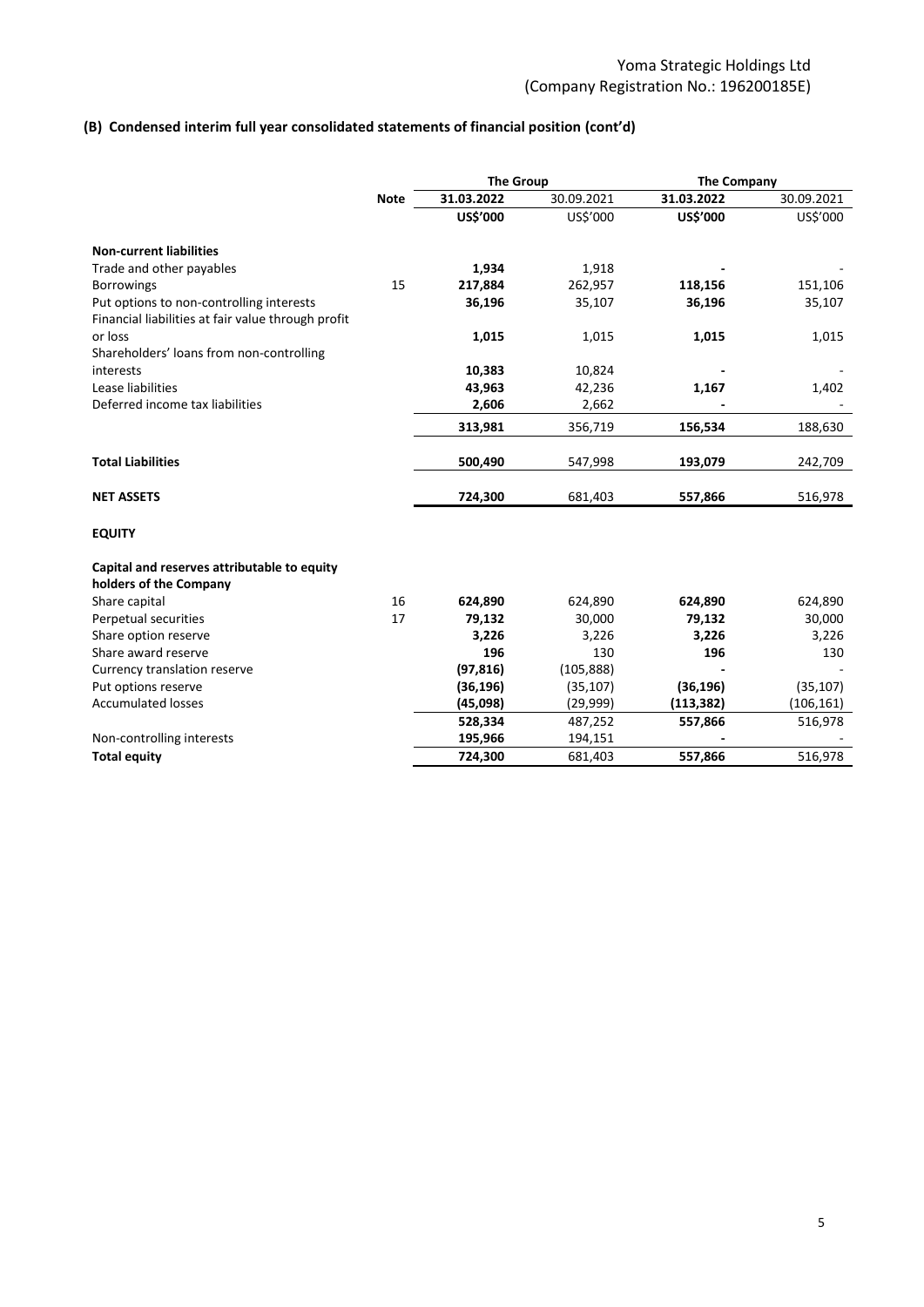## (B) Condensed interim full year consolidated statements of financial position (cont'd)

| | Note | The Group | | The Company | |
|---|---|---|---|---|---|
| | | **31.03.2022** | 30.09.2021 | **31.03.2022** | 30.09.2021 |
| | | **US$'000** | US$'000 | **US$'000** | US$'000 |
| **Non-current liabilities** | | | | | |
| Trade and other payables | | **1,934** | 1,918 | **-** | - |
| Borrowings | 15 | **217,884** | 262,957 | **118,156** | 151,106 |
| Put options to non-controlling interests | | **36,196** | 35,107 | **36,196** | 35,107 |
| Financial liabilities at fair value through profit or loss | | **1,015** | 1,015 | **1,015** | 1,015 |
| Shareholders' loans from non-controlling interests | | **10,383** | 10,824 | **-** | - |
| Lease liabilities | | **43,963** | 42,236 | **1,167** | 1,402 |
| Deferred income tax liabilities | | **2,606** | 2,662 | **-** | - |
| | | **313,981** | 356,719 | **156,534** | 188,630 |
| **Total Liabilities** | | **500,490** | 547,998 | **193,079** | 242,709 |
| **NET ASSETS** | | **724,300** | 681,403 | **557,866** | 516,978 |
| **EQUITY** | | | | | |
| **Capital and reserves attributable to equity holders of the Company** | | | | | |
| Share capital | 16 | **624,890** | 624,890 | **624,890** | 624,890 |
| Perpetual securities | 17 | **79,132** | 30,000 | **79,132** | 30,000 |
| Share option reserve | | **3,226** | 3,226 | **3,226** | 3,226 |
| Share award reserve | | **196** | 130 | **196** | 130 |
| Currency translation reserve | | **(97,816)** | (105,888) | **-** | - |
| Put options reserve | | **(36,196)** | (35,107) | **(36,196)** | (35,107) |
| Accumulated losses | | **(45,098)** | (29,999) | **(113,382)** | (106,161) |
| | | **528,334** | 487,252 | **557,866** | 516,978 |
| Non-controlling interests | | **195,966** | 194,151 | **-** | - |
| **Total equity** | | **724,300** | 681,403 | **557,866** | 516,978 |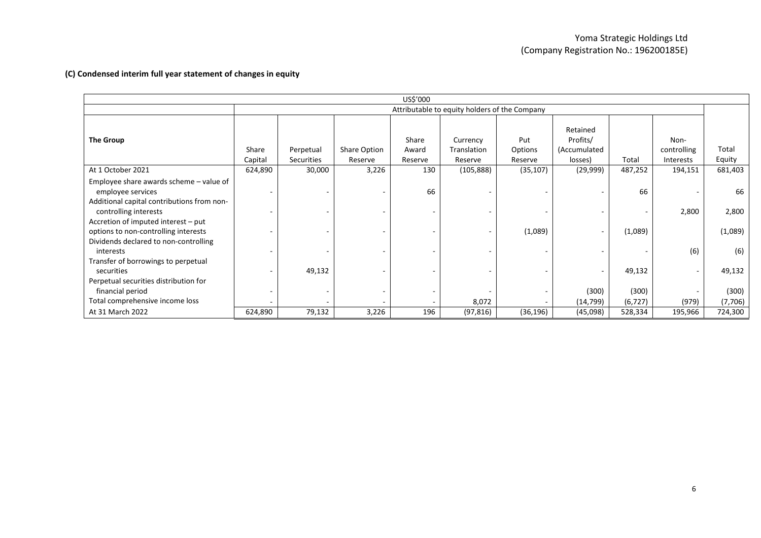### (C) Condensed interim full year statement of changes in equity

| US$'000 | | | | | | | | | | |
|---|---|---|---|---|---|---|---|---|---|---|
| | Attributable to equity holders of the Company | | | | | | | | | |
| **The Group** | Share Capital | Perpetual Securities | Share Option Reserve | Share Award Reserve | Currency Translation Reserve | Put Options Reserve | Retained Profits/ (Accumulated losses) | Total | Non-controlling Interests | Total Equity |
| At 1 October 2021 | 624,890 | 30,000 | 3,226 | 130 | (105,888) | (35,107) | (29,999) | 487,252 | 194,151 | 681,403 |
| Employee share awards scheme – value of employee services | - | - | - | 66 | - | - | - | 66 | - | 66 |
| Additional capital contributions from non-controlling interests | - | - | - | - | - | - | - | - | 2,800 | 2,800 |
| Accretion of imputed interest – put options to non-controlling interests | - | - | - | - | - | (1,089) | - | (1,089) | | (1,089) |
| Dividends declared to non-controlling interests | - | - | - | - | - | - | - | - | (6) | (6) |
| Transfer of borrowings to perpetual securities | - | 49,132 | - | - | - | - | - | 49,132 | - | 49,132 |
| Perpetual securities distribution for financial period | - | - | - | - | - | - | (300) | (300) | - | (300) |
| Total comprehensive income loss | - | - | - | - | 8,072 | - | (14,799) | (6,727) | (979) | (7,706) |
| At 31 March 2022 | 624,890 | 79,132 | 3,226 | 196 | (97,816) | (36,196) | (45,098) | 528,334 | 195,966 | 724,300 |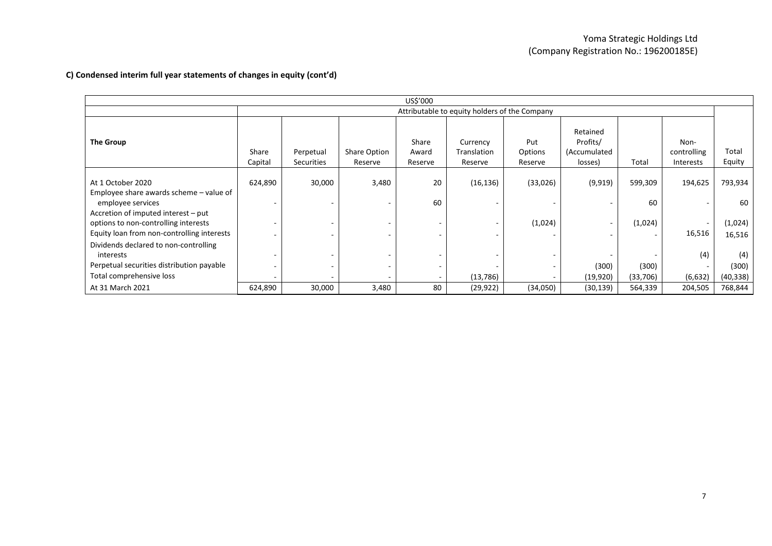Yoma Strategic Holdings Ltd
(Company Registration No.: 196200185E)

**C) Condensed interim full year statements of changes in equity (cont'd)**

| | US$'000 | | | | | | | | | |
|---|---|---|---|---|---|---|---|---|---|---|
| | Attributable to equity holders of the Company | | | | | | | | | |
| **The Group** | Share Capital | Perpetual Securities | Share Option Reserve | Share Award Reserve | Currency Translation Reserve | Put Options Reserve | Retained Profits/ (Accumulated losses) | Total | Non-controlling Interests | Total Equity |
| At 1 October 2020 | 624,890 | 30,000 | 3,480 | 20 | (16,136) | (33,026) | (9,919) | 599,309 | 194,625 | 793,934 |
| Employee share awards scheme – value of employee services | - | - | - | 60 | - | - | - | 60 | - | 60 |
| Accretion of imputed interest – put options to non-controlling interests | - | - | - | - | - | (1,024) | - | (1,024) | - | (1,024) |
| Equity loan from non-controlling interests | - | - | - | - | - | - | - | - | 16,516 | 16,516 |
| Dividends declared to non-controlling interests | - | - | - | - | - | - | - | - | (4) | (4) |
| Perpetual securities distribution payable | - | - | - | - | - | - | (300) | (300) | - | (300) |
| Total comprehensive loss | - | - | - | - | (13,786) | - | (19,920) | (33,706) | (6,632) | (40,338) |
| At 31 March 2021 | 624,890 | 30,000 | 3,480 | 80 | (29,922) | (34,050) | (30,139) | 564,339 | 204,505 | 768,844 |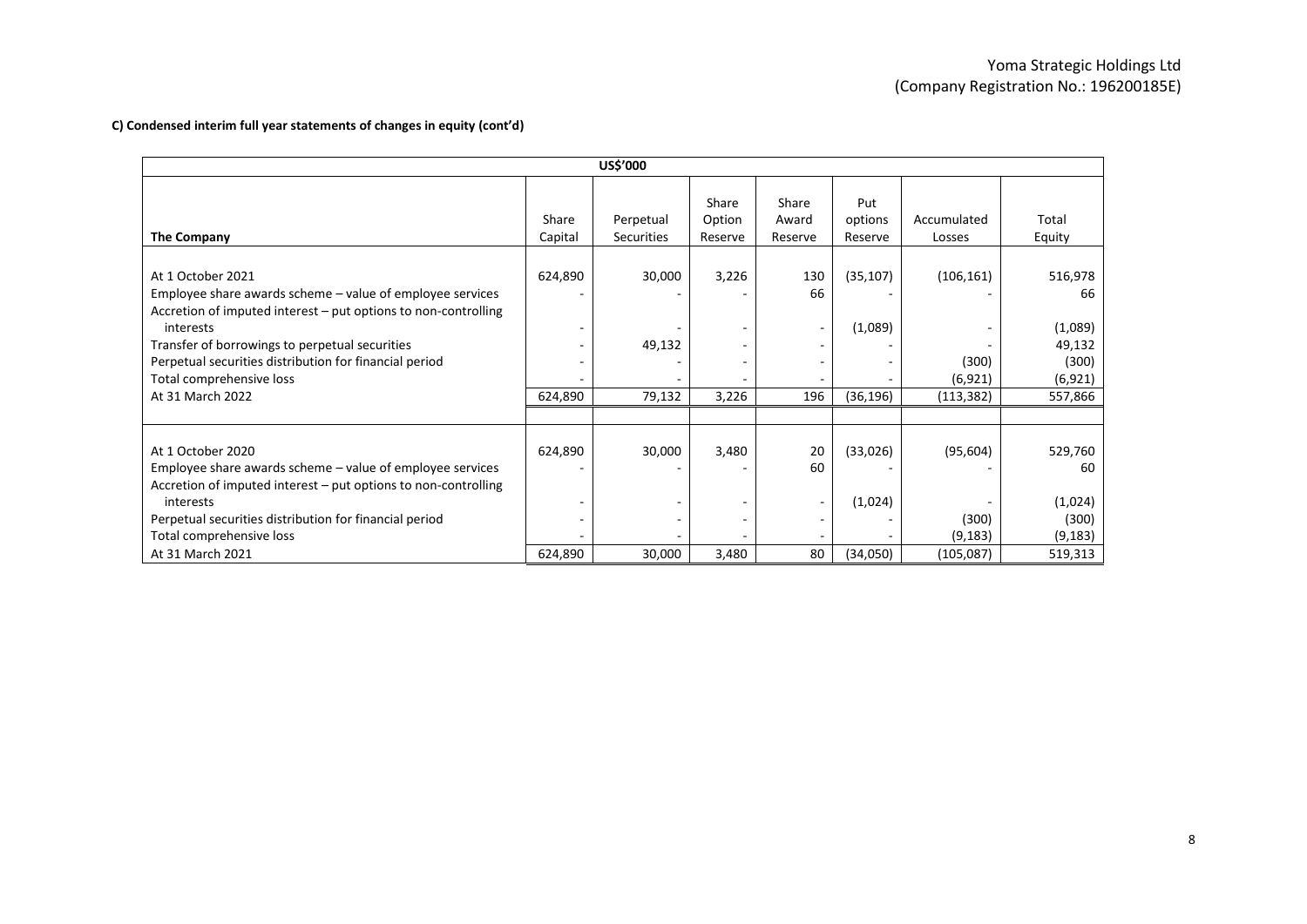**C) Condensed interim full year statements of changes in equity (cont'd)**

| US$'000 | | | | | | | |
|---|---|---|---|---|---|---|---|
| **The Company** | Share Capital | Perpetual Securities | Share Option Reserve | Share Award Reserve | Put options Reserve | Accumulated Losses | Total Equity |
| At 1 October 2021 | 624,890 | 30,000 | 3,226 | 130 | (35,107) | (106,161) | 516,978 |
| Employee share awards scheme – value of employee services | - | - | - | 66 | - | - | 66 |
| Accretion of imputed interest – put options to non-controlling interests | - | - | - | - | (1,089) | - | (1,089) |
| Transfer of borrowings to perpetual securities | - | 49,132 | - | - | - | - | 49,132 |
| Perpetual securities distribution for financial period | - | - | - | - | - | (300) | (300) |
| Total comprehensive loss | - | - | - | - | - | (6,921) | (6,921) |
| At 31 March 2022 | 624,890 | 79,132 | 3,226 | 196 | (36,196) | (113,382) | 557,866 |
| | | | | | | | |
| At 1 October 2020 | 624,890 | 30,000 | 3,480 | 20 | (33,026) | (95,604) | 529,760 |
| Employee share awards scheme – value of employee services | - | - | - | 60 | - | - | 60 |
| Accretion of imputed interest – put options to non-controlling interests | - | - | - | - | (1,024) | - | (1,024) |
| Perpetual securities distribution for financial period | - | - | - | - | - | (300) | (300) |
| Total comprehensive loss | - | - | - | - | - | (9,183) | (9,183) |
| At 31 March 2021 | 624,890 | 30,000 | 3,480 | 80 | (34,050) | (105,087) | 519,313 |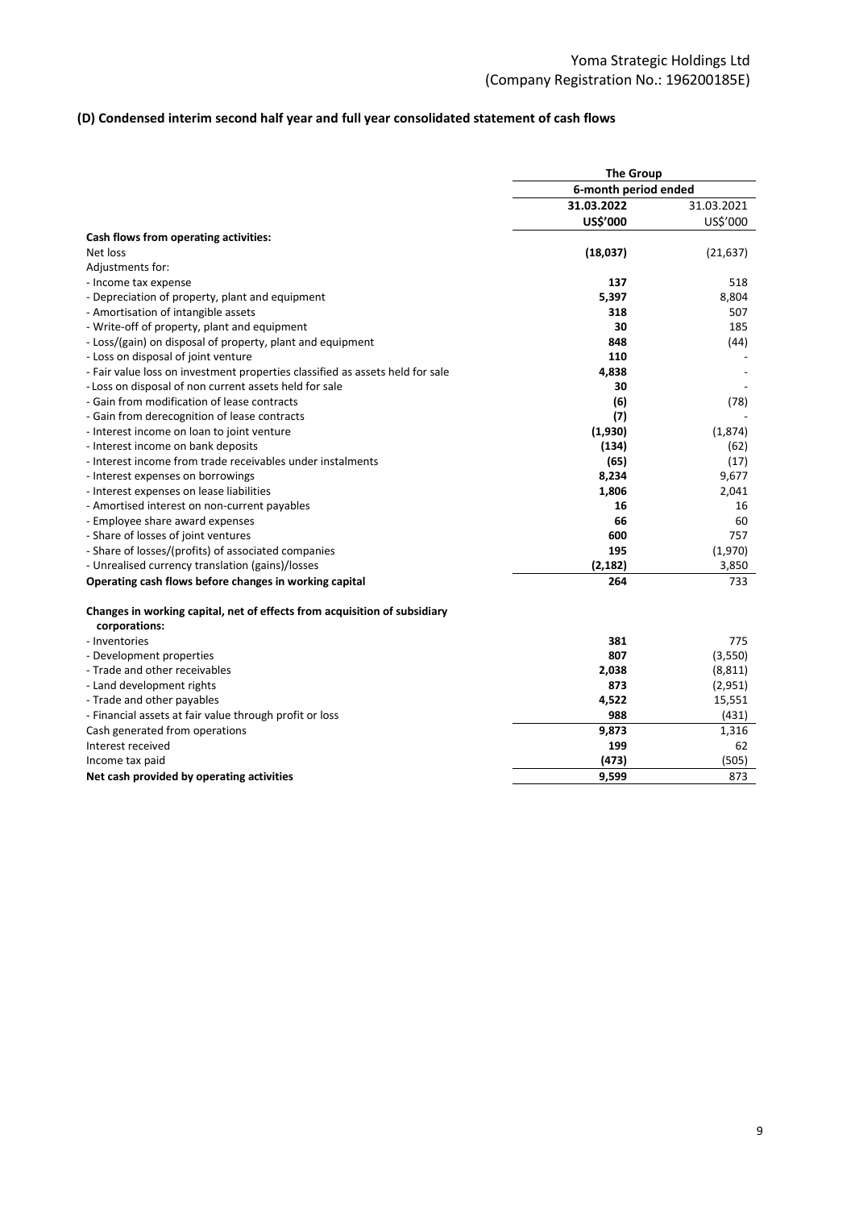Yoma Strategic Holdings Ltd
(Company Registration No.: 196200185E)

### (D) Condensed interim second half year and full year consolidated statement of cash flows

| | The Group | |
|---|---|---|
| | 6-month period ended | |
| | **31.03.2022** | 31.03.2021 |
| | **US$'000** | US$'000 |
| **Cash flows from operating activities:** | | |
| Net loss | **(18,037)** | (21,637) |
| Adjustments for: | | |
| - Income tax expense | **137** | 518 |
| - Depreciation of property, plant and equipment | **5,397** | 8,804 |
| - Amortisation of intangible assets | **318** | 507 |
| - Write-off of property, plant and equipment | **30** | 185 |
| - Loss/(gain) on disposal of property, plant and equipment | **848** | (44) |
| - Loss on disposal of joint venture | **110** | - |
| - Fair value loss on investment properties classified as assets held for sale | **4,838** | - |
| - Loss on disposal of non current assets held for sale | **30** | - |
| - Gain from modification of lease contracts | **(6)** | (78) |
| - Gain from derecognition of lease contracts | **(7)** | - |
| - Interest income on loan to joint venture | **(1,930)** | (1,874) |
| - Interest income on bank deposits | **(134)** | (62) |
| - Interest income from trade receivables under instalments | **(65)** | (17) |
| - Interest expenses on borrowings | **8,234** | 9,677 |
| - Interest expenses on lease liabilities | **1,806** | 2,041 |
| - Amortised interest on non-current payables | **16** | 16 |
| - Employee share award expenses | **66** | 60 |
| - Share of losses of joint ventures | **600** | 757 |
| - Share of losses/(profits) of associated companies | **195** | (1,970) |
| - Unrealised currency translation (gains)/losses | **(2,182)** | 3,850 |
| **Operating cash flows before changes in working capital** | **264** | 733 |
| | | |
| **Changes in working capital, net of effects from acquisition of subsidiary corporations:** | | |
| - Inventories | **381** | 775 |
| - Development properties | **807** | (3,550) |
| - Trade and other receivables | **2,038** | (8,811) |
| - Land development rights | **873** | (2,951) |
| - Trade and other payables | **4,522** | 15,551 |
| - Financial assets at fair value through profit or loss | **988** | (431) |
| Cash generated from operations | **9,873** | 1,316 |
| Interest received | **199** | 62 |
| Income tax paid | **(473)** | (505) |
| **Net cash provided by operating activities** | **9,599** | 873 |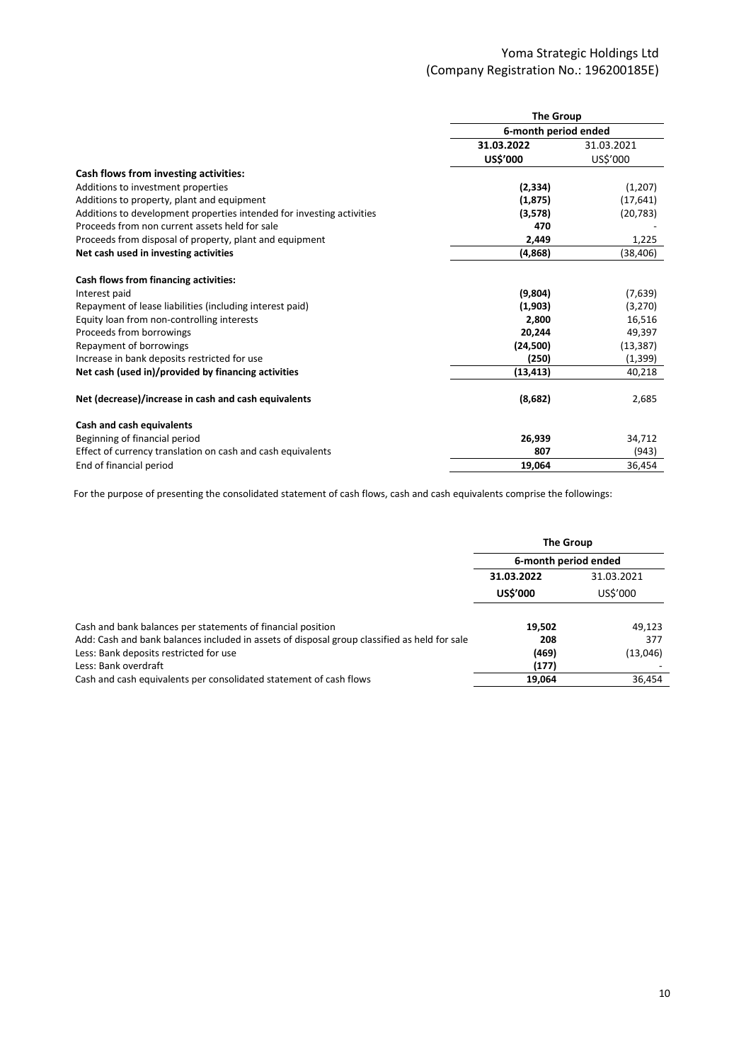Yoma Strategic Holdings Ltd
(Company Registration No.: 196200185E)

| | The Group | |
|---|---|---|
| | 6-month period ended | |
| | **31.03.2022** | 31.03.2021 |
| | **US$'000** | US$'000 |
| **Cash flows from investing activities:** | | |
| Additions to investment properties | **(2,334)** | (1,207) |
| Additions to property, plant and equipment | **(1,875)** | (17,641) |
| Additions to development properties intended for investing activities | **(3,578)** | (20,783) |
| Proceeds from non current assets held for sale | **470** | - |
| Proceeds from disposal of property, plant and equipment | **2,449** | 1,225 |
| **Net cash used in investing activities** | **(4,868)** | (38,406) |
| | | |
| **Cash flows from financing activities:** | | |
| Interest paid | **(9,804)** | (7,639) |
| Repayment of lease liabilities (including interest paid) | **(1,903)** | (3,270) |
| Equity loan from non-controlling interests | **2,800** | 16,516 |
| Proceeds from borrowings | **20,244** | 49,397 |
| Repayment of borrowings | **(24,500)** | (13,387) |
| Increase in bank deposits restricted for use | **(250)** | (1,399) |
| **Net cash (used in)/provided by financing activities** | **(13,413)** | 40,218 |
| | | |
| **Net (decrease)/increase in cash and cash equivalents** | **(8,682)** | 2,685 |
| | | |
| **Cash and cash equivalents** | | |
| Beginning of financial period | **26,939** | 34,712 |
| Effect of currency translation on cash and cash equivalents | **807** | (943) |
| End of financial period | **19,064** | 36,454 |

For the purpose of presenting the consolidated statement of cash flows, cash and cash equivalents comprise the followings:

| | The Group | |
|---|---|---|
| | 6-month period ended | |
| | **31.03.2022** | 31.03.2021 |
| | **US$'000** | US$'000 |
| Cash and bank balances per statements of financial position | **19,502** | 49,123 |
| Add: Cash and bank balances included in assets of disposal group classified as held for sale | **208** | 377 |
| Less: Bank deposits restricted for use | **(469)** | (13,046) |
| Less: Bank overdraft | **(177)** | - |
| Cash and cash equivalents per consolidated statement of cash flows | **19,064** | 36,454 |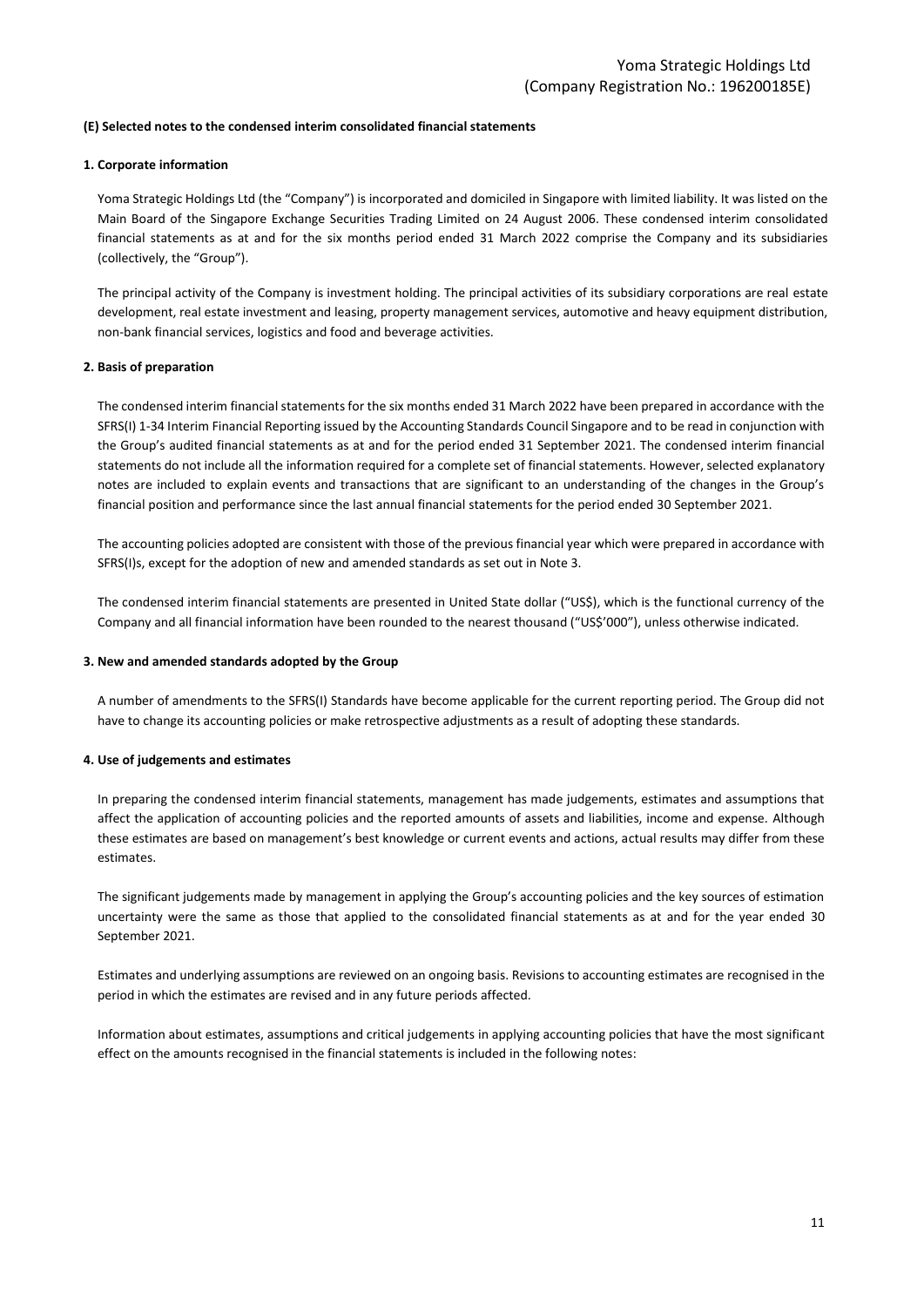**(E) Selected notes to the condensed interim consolidated financial statements**

**1. Corporate information**

Yoma Strategic Holdings Ltd (the "Company") is incorporated and domiciled in Singapore with limited liability. It was listed on the Main Board of the Singapore Exchange Securities Trading Limited on 24 August 2006. These condensed interim consolidated financial statements as at and for the six months period ended 31 March 2022 comprise the Company and its subsidiaries (collectively, the "Group").

The principal activity of the Company is investment holding. The principal activities of its subsidiary corporations are real estate development, real estate investment and leasing, property management services, automotive and heavy equipment distribution, non-bank financial services, logistics and food and beverage activities.

**2. Basis of preparation**

The condensed interim financial statements for the six months ended 31 March 2022 have been prepared in accordance with the SFRS(I) 1-34 Interim Financial Reporting issued by the Accounting Standards Council Singapore and to be read in conjunction with the Group's audited financial statements as at and for the period ended 31 September 2021. The condensed interim financial statements do not include all the information required for a complete set of financial statements. However, selected explanatory notes are included to explain events and transactions that are significant to an understanding of the changes in the Group's financial position and performance since the last annual financial statements for the period ended 30 September 2021.

The accounting policies adopted are consistent with those of the previous financial year which were prepared in accordance with SFRS(I)s, except for the adoption of new and amended standards as set out in Note 3.

The condensed interim financial statements are presented in United State dollar ("US$), which is the functional currency of the Company and all financial information have been rounded to the nearest thousand ("US$'000"), unless otherwise indicated.

**3. New and amended standards adopted by the Group**

A number of amendments to the SFRS(I) Standards have become applicable for the current reporting period. The Group did not have to change its accounting policies or make retrospective adjustments as a result of adopting these standards.

**4. Use of judgements and estimates**

In preparing the condensed interim financial statements, management has made judgements, estimates and assumptions that affect the application of accounting policies and the reported amounts of assets and liabilities, income and expense. Although these estimates are based on management's best knowledge or current events and actions, actual results may differ from these estimates.

The significant judgements made by management in applying the Group's accounting policies and the key sources of estimation uncertainty were the same as those that applied to the consolidated financial statements as at and for the year ended 30 September 2021.

Estimates and underlying assumptions are reviewed on an ongoing basis. Revisions to accounting estimates are recognised in the period in which the estimates are revised and in any future periods affected.

Information about estimates, assumptions and critical judgements in applying accounting policies that have the most significant effect on the amounts recognised in the financial statements is included in the following notes: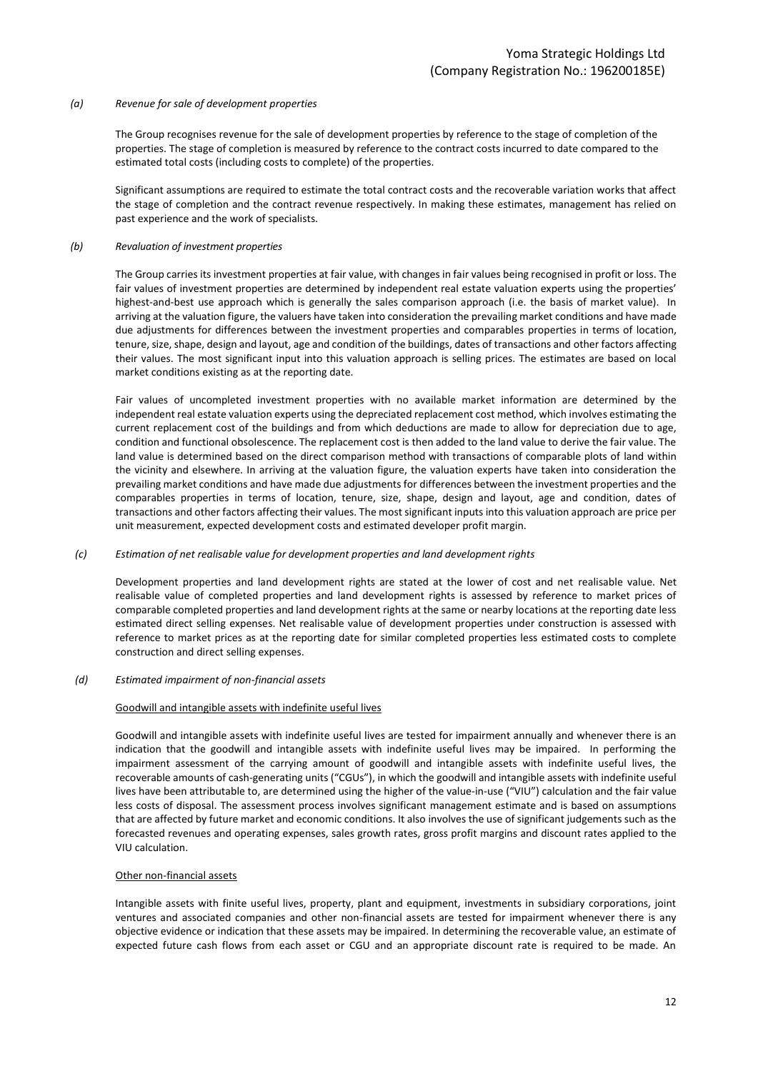*(a) Revenue for sale of development properties*

The Group recognises revenue for the sale of development properties by reference to the stage of completion of the properties. The stage of completion is measured by reference to the contract costs incurred to date compared to the estimated total costs (including costs to complete) of the properties.

Significant assumptions are required to estimate the total contract costs and the recoverable variation works that affect the stage of completion and the contract revenue respectively. In making these estimates, management has relied on past experience and the work of specialists.

*(b) Revaluation of investment properties*

The Group carries its investment properties at fair value, with changes in fair values being recognised in profit or loss. The fair values of investment properties are determined by independent real estate valuation experts using the properties' highest-and-best use approach which is generally the sales comparison approach (i.e. the basis of market value). In arriving at the valuation figure, the valuers have taken into consideration the prevailing market conditions and have made due adjustments for differences between the investment properties and comparables properties in terms of location, tenure, size, shape, design and layout, age and condition of the buildings, dates of transactions and other factors affecting their values. The most significant input into this valuation approach is selling prices. The estimates are based on local market conditions existing as at the reporting date.

Fair values of uncompleted investment properties with no available market information are determined by the independent real estate valuation experts using the depreciated replacement cost method, which involves estimating the current replacement cost of the buildings and from which deductions are made to allow for depreciation due to age, condition and functional obsolescence. The replacement cost is then added to the land value to derive the fair value. The land value is determined based on the direct comparison method with transactions of comparable plots of land within the vicinity and elsewhere. In arriving at the valuation figure, the valuation experts have taken into consideration the prevailing market conditions and have made due adjustments for differences between the investment properties and the comparables properties in terms of location, tenure, size, shape, design and layout, age and condition, dates of transactions and other factors affecting their values. The most significant inputs into this valuation approach are price per unit measurement, expected development costs and estimated developer profit margin.

*(c) Estimation of net realisable value for development properties and land development rights*

Development properties and land development rights are stated at the lower of cost and net realisable value. Net realisable value of completed properties and land development rights is assessed by reference to market prices of comparable completed properties and land development rights at the same or nearby locations at the reporting date less estimated direct selling expenses. Net realisable value of development properties under construction is assessed with reference to market prices as at the reporting date for similar completed properties less estimated costs to complete construction and direct selling expenses.

*(d) Estimated impairment of non-financial assets*

Goodwill and intangible assets with indefinite useful lives

Goodwill and intangible assets with indefinite useful lives are tested for impairment annually and whenever there is an indication that the goodwill and intangible assets with indefinite useful lives may be impaired. In performing the impairment assessment of the carrying amount of goodwill and intangible assets with indefinite useful lives, the recoverable amounts of cash-generating units ("CGUs"), in which the goodwill and intangible assets with indefinite useful lives have been attributable to, are determined using the higher of the value-in-use ("VIU") calculation and the fair value less costs of disposal. The assessment process involves significant management estimate and is based on assumptions that are affected by future market and economic conditions. It also involves the use of significant judgements such as the forecasted revenues and operating expenses, sales growth rates, gross profit margins and discount rates applied to the VIU calculation.

Other non-financial assets

Intangible assets with finite useful lives, property, plant and equipment, investments in subsidiary corporations, joint ventures and associated companies and other non-financial assets are tested for impairment whenever there is any objective evidence or indication that these assets may be impaired. In determining the recoverable value, an estimate of expected future cash flows from each asset or CGU and an appropriate discount rate is required to be made. An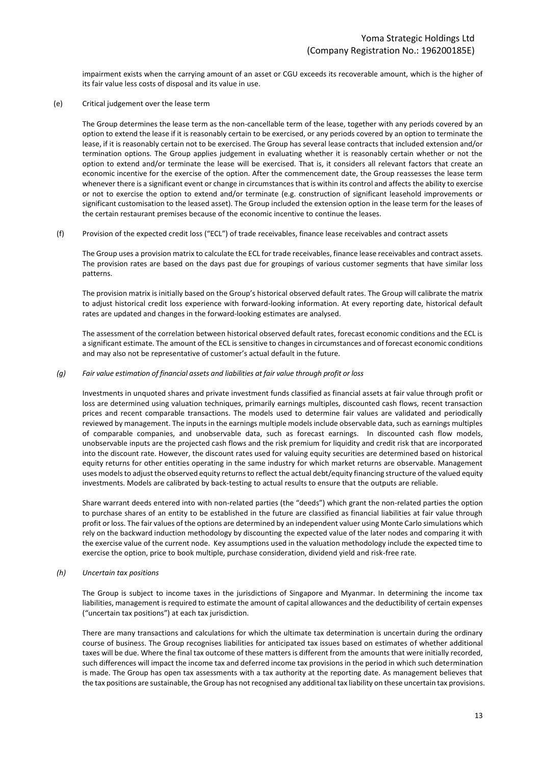impairment exists when the carrying amount of an asset or CGU exceeds its recoverable amount, which is the higher of its fair value less costs of disposal and its value in use.

(e) Critical judgement over the lease term

The Group determines the lease term as the non-cancellable term of the lease, together with any periods covered by an option to extend the lease if it is reasonably certain to be exercised, or any periods covered by an option to terminate the lease, if it is reasonably certain not to be exercised. The Group has several lease contracts that included extension and/or termination options. The Group applies judgement in evaluating whether it is reasonably certain whether or not the option to extend and/or terminate the lease will be exercised. That is, it considers all relevant factors that create an economic incentive for the exercise of the option. After the commencement date, the Group reassesses the lease term whenever there is a significant event or change in circumstances that is within its control and affects the ability to exercise or not to exercise the option to extend and/or terminate (e.g. construction of significant leasehold improvements or significant customisation to the leased asset). The Group included the extension option in the lease term for the leases of the certain restaurant premises because of the economic incentive to continue the leases.

(f) Provision of the expected credit loss ("ECL") of trade receivables, finance lease receivables and contract assets

The Group uses a provision matrix to calculate the ECL for trade receivables, finance lease receivables and contract assets. The provision rates are based on the days past due for groupings of various customer segments that have similar loss patterns.

The provision matrix is initially based on the Group's historical observed default rates. The Group will calibrate the matrix to adjust historical credit loss experience with forward-looking information. At every reporting date, historical default rates are updated and changes in the forward-looking estimates are analysed.

The assessment of the correlation between historical observed default rates, forecast economic conditions and the ECL is a significant estimate. The amount of the ECL is sensitive to changes in circumstances and of forecast economic conditions and may also not be representative of customer's actual default in the future.

*(g) Fair value estimation of financial assets and liabilities at fair value through profit or loss*

Investments in unquoted shares and private investment funds classified as financial assets at fair value through profit or loss are determined using valuation techniques, primarily earnings multiples, discounted cash flows, recent transaction prices and recent comparable transactions. The models used to determine fair values are validated and periodically reviewed by management. The inputs in the earnings multiple models include observable data, such as earnings multiples of comparable companies, and unobservable data, such as forecast earnings. In discounted cash flow models, unobservable inputs are the projected cash flows and the risk premium for liquidity and credit risk that are incorporated into the discount rate. However, the discount rates used for valuing equity securities are determined based on historical equity returns for other entities operating in the same industry for which market returns are observable. Management uses models to adjust the observed equity returns to reflect the actual debt/equity financing structure of the valued equity investments. Models are calibrated by back-testing to actual results to ensure that the outputs are reliable.

Share warrant deeds entered into with non-related parties (the "deeds") which grant the non-related parties the option to purchase shares of an entity to be established in the future are classified as financial liabilities at fair value through profit or loss. The fair values of the options are determined by an independent valuer using Monte Carlo simulations which rely on the backward induction methodology by discounting the expected value of the later nodes and comparing it with the exercise value of the current node. Key assumptions used in the valuation methodology include the expected time to exercise the option, price to book multiple, purchase consideration, dividend yield and risk-free rate.

*(h) Uncertain tax positions*

The Group is subject to income taxes in the jurisdictions of Singapore and Myanmar. In determining the income tax liabilities, management is required to estimate the amount of capital allowances and the deductibility of certain expenses ("uncertain tax positions") at each tax jurisdiction.

There are many transactions and calculations for which the ultimate tax determination is uncertain during the ordinary course of business. The Group recognises liabilities for anticipated tax issues based on estimates of whether additional taxes will be due. Where the final tax outcome of these matters is different from the amounts that were initially recorded, such differences will impact the income tax and deferred income tax provisions in the period in which such determination is made. The Group has open tax assessments with a tax authority at the reporting date. As management believes that the tax positions are sustainable, the Group has not recognised any additional tax liability on these uncertain tax provisions.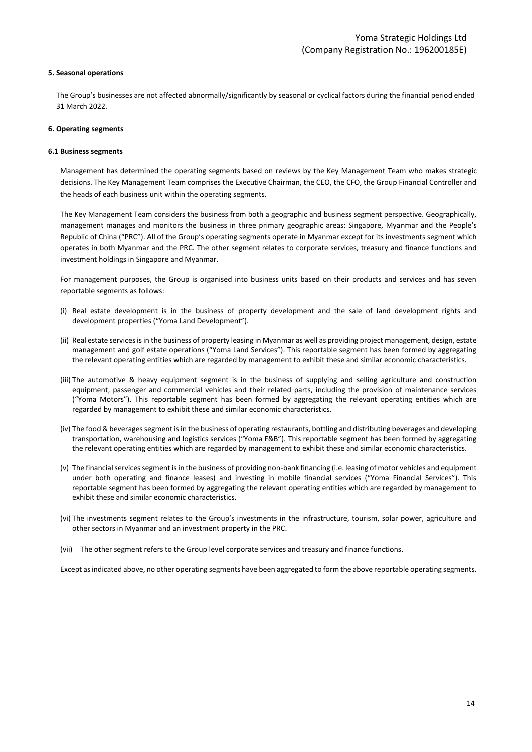## 5. Seasonal operations

The Group's businesses are not affected abnormally/significantly by seasonal or cyclical factors during the financial period ended 31 March 2022.

## 6. Operating segments

### 6.1 Business segments

Management has determined the operating segments based on reviews by the Key Management Team who makes strategic decisions. The Key Management Team comprises the Executive Chairman, the CEO, the CFO, the Group Financial Controller and the heads of each business unit within the operating segments.

The Key Management Team considers the business from both a geographic and business segment perspective. Geographically, management manages and monitors the business in three primary geographic areas: Singapore, Myanmar and the People's Republic of China ("PRC"). All of the Group's operating segments operate in Myanmar except for its investments segment which operates in both Myanmar and the PRC. The other segment relates to corporate services, treasury and finance functions and investment holdings in Singapore and Myanmar.

For management purposes, the Group is organised into business units based on their products and services and has seven reportable segments as follows:

(i) Real estate development is in the business of property development and the sale of land development rights and development properties ("Yoma Land Development").

(ii) Real estate services is in the business of property leasing in Myanmar as well as providing project management, design, estate management and golf estate operations ("Yoma Land Services"). This reportable segment has been formed by aggregating the relevant operating entities which are regarded by management to exhibit these and similar economic characteristics.

(iii) The automotive & heavy equipment segment is in the business of supplying and selling agriculture and construction equipment, passenger and commercial vehicles and their related parts, including the provision of maintenance services ("Yoma Motors"). This reportable segment has been formed by aggregating the relevant operating entities which are regarded by management to exhibit these and similar economic characteristics.

(iv) The food & beverages segment is in the business of operating restaurants, bottling and distributing beverages and developing transportation, warehousing and logistics services ("Yoma F&B"). This reportable segment has been formed by aggregating the relevant operating entities which are regarded by management to exhibit these and similar economic characteristics.

(v) The financial services segment is in the business of providing non-bank financing (i.e. leasing of motor vehicles and equipment under both operating and finance leases) and investing in mobile financial services ("Yoma Financial Services"). This reportable segment has been formed by aggregating the relevant operating entities which are regarded by management to exhibit these and similar economic characteristics.

(vi) The investments segment relates to the Group's investments in the infrastructure, tourism, solar power, agriculture and other sectors in Myanmar and an investment property in the PRC.

(vii) The other segment refers to the Group level corporate services and treasury and finance functions.

Except as indicated above, no other operating segments have been aggregated to form the above reportable operating segments.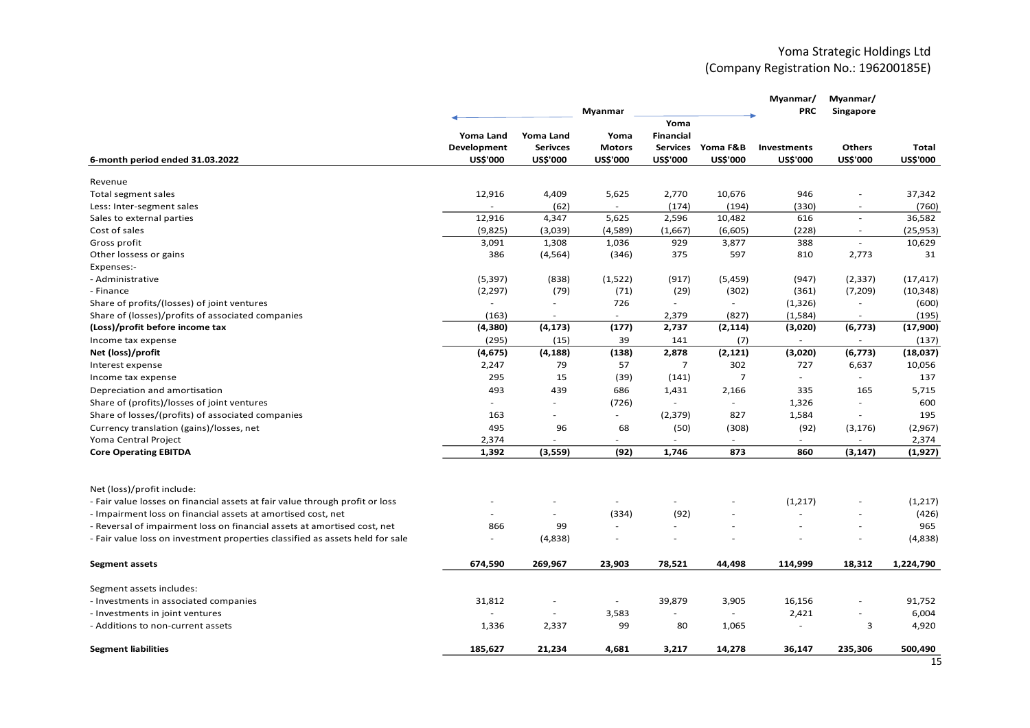| 6-month period ended 31.03.2022 | Myanmar | | | | | Myanmar/ PRC | Myanmar/ Singapore | |
|---|---|---|---|---|---|---|---|---|
| | Yoma Land Development US$'000 | Yoma Land Serivces US$'000 | Yoma Motors US$'000 | Yoma Financial Services US$'000 | Yoma F&B US$'000 | Investments US$'000 | Others US$'000 | Total US$'000 |
| Revenue | | | | | | | | |
| Total segment sales | 12,916 | 4,409 | 5,625 | 2,770 | 10,676 | 946 | - | 37,342 |
| Less: Inter-segment sales | - | (62) | - | (174) | (194) | (330) | - | (760) |
| Sales to external parties | 12,916 | 4,347 | 5,625 | 2,596 | 10,482 | 616 | - | 36,582 |
| Cost of sales | (9,825) | (3,039) | (4,589) | (1,667) | (6,605) | (228) | - | (25,953) |
| Gross profit | 3,091 | 1,308 | 1,036 | 929 | 3,877 | 388 | - | 10,629 |
| Other lossess or gains | 386 | (4,564) | (346) | 375 | 597 | 810 | 2,773 | 31 |
| Expenses:- | | | | | | | | |
| - Administrative | (5,397) | (838) | (1,522) | (917) | (5,459) | (947) | (2,337) | (17,417) |
| - Finance | (2,297) | (79) | (71) | (29) | (302) | (361) | (7,209) | (10,348) |
| Share of profits/(losses) of joint ventures | - | - | 726 | - | - | (1,326) | - | (600) |
| Share of (losses)/profits of associated companies | (163) | - | - | 2,379 | (827) | (1,584) | - | (195) |
| **(Loss)/profit before income tax** | **(4,380)** | **(4,173)** | **(177)** | **2,737** | **(2,114)** | **(3,020)** | **(6,773)** | **(17,900)** |
| Income tax expense | (295) | (15) | 39 | 141 | (7) | - | - | (137) |
| **Net (loss)/profit** | **(4,675)** | **(4,188)** | **(138)** | **2,878** | **(2,121)** | **(3,020)** | **(6,773)** | **(18,037)** |
| Interest expense | 2,247 | 79 | 57 | 7 | 302 | 727 | 6,637 | 10,056 |
| Income tax expense | 295 | 15 | (39) | (141) | 7 | - | - | 137 |
| Depreciation and amortisation | 493 | 439 | 686 | 1,431 | 2,166 | 335 | 165 | 5,715 |
| Share of (profits)/losses of joint ventures | - | - | (726) | - | - | 1,326 | - | 600 |
| Share of losses/(profits) of associated companies | 163 | - | - | (2,379) | 827 | 1,584 | - | 195 |
| Currency translation (gains)/losses, net | 495 | 96 | 68 | (50) | (308) | (92) | (3,176) | (2,967) |
| Yoma Central Project | 2,374 | - | - | - | - | - | - | 2,374 |
| **Core Operating EBITDA** | **1,392** | **(3,559)** | **(92)** | **1,746** | **873** | **860** | **(3,147)** | **(1,927)** |
| | | | | | | | | |
| Net (loss)/profit include: | | | | | | | | |
| - Fair value losses on financial assets at fair value through profit or loss | - | - | - | - | - | (1,217) | - | (1,217) |
| - Impairment loss on financial assets at amortised cost, net | - | - | (334) | (92) | - | - | - | (426) |
| - Reversal of impairment loss on financial assets at amortised cost, net | 866 | 99 | - | - | - | - | - | 965 |
| - Fair value loss on investment properties classified as assets held for sale | - | (4,838) | - | - | - | - | - | (4,838) |
| | | | | | | | | |
| **Segment assets** | **674,590** | **269,967** | **23,903** | **78,521** | **44,498** | **114,999** | **18,312** | **1,224,790** |
| | | | | | | | | |
| Segment assets includes: | | | | | | | | |
| - Investments in associated companies | 31,812 | - | - | 39,879 | 3,905 | 16,156 | - | 91,752 |
| - Investments in joint ventures | - | - | 3,583 | - | - | 2,421 | - | 6,004 |
| - Additions to non-current assets | 1,336 | 2,337 | 99 | 80 | 1,065 | - | 3 | 4,920 |
| | | | | | | | | |
| **Segment liabilities** | **185,627** | **21,234** | **4,681** | **3,217** | **14,278** | **36,147** | **235,306** | **500,490** |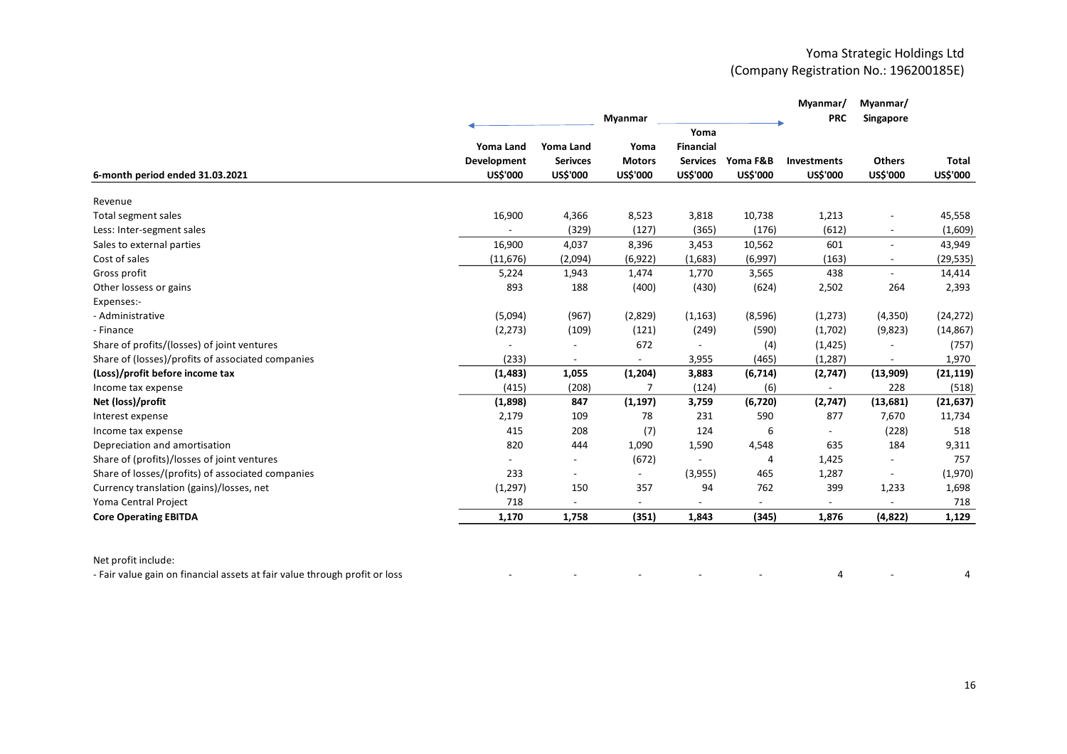Yoma Strategic Holdings Ltd
(Company Registration No.: 196200185E)

| | Myanmar | | | | | Myanmar/ PRC | Myanmar/ Singapore | |
|---|---|---|---|---|---|---|---|---|
| **6-month period ended 31.03.2021** | **Yoma Land Development US$'000** | **Yoma Land Serivces US$'000** | **Yoma Motors US$'000** | **Yoma Financial Services US$'000** | **Yoma F&B US$'000** | **Investments US$'000** | **Others US$'000** | **Total US$'000** |
| Revenue | | | | | | | | |
| Total segment sales | 16,900 | 4,366 | 8,523 | 3,818 | 10,738 | 1,213 | - | 45,558 |
| Less: Inter-segment sales | - | (329) | (127) | (365) | (176) | (612) | - | (1,609) |
| Sales to external parties | 16,900 | 4,037 | 8,396 | 3,453 | 10,562 | 601 | - | 43,949 |
| Cost of sales | (11,676) | (2,094) | (6,922) | (1,683) | (6,997) | (163) | - | (29,535) |
| Gross profit | 5,224 | 1,943 | 1,474 | 1,770 | 3,565 | 438 | - | 14,414 |
| Other lossess or gains | 893 | 188 | (400) | (430) | (624) | 2,502 | 264 | 2,393 |
| Expenses:- | | | | | | | | |
| - Administrative | (5,094) | (967) | (2,829) | (1,163) | (8,596) | (1,273) | (4,350) | (24,272) |
| - Finance | (2,273) | (109) | (121) | (249) | (590) | (1,702) | (9,823) | (14,867) |
| Share of profits/(losses) of joint ventures | - | - | 672 | - | (4) | (1,425) | - | (757) |
| Share of (losses)/profits of associated companies | (233) | - | - | 3,955 | (465) | (1,287) | - | 1,970 |
| **(Loss)/profit before income tax** | **(1,483)** | **1,055** | **(1,204)** | **3,883** | **(6,714)** | **(2,747)** | **(13,909)** | **(21,119)** |
| Income tax expense | (415) | (208) | 7 | (124) | (6) | - | 228 | (518) |
| **Net (loss)/profit** | **(1,898)** | **847** | **(1,197)** | **3,759** | **(6,720)** | **(2,747)** | **(13,681)** | **(21,637)** |
| Interest expense | 2,179 | 109 | 78 | 231 | 590 | 877 | 7,670 | 11,734 |
| Income tax expense | 415 | 208 | (7) | 124 | 6 | - | (228) | 518 |
| Depreciation and amortisation | 820 | 444 | 1,090 | 1,590 | 4,548 | 635 | 184 | 9,311 |
| Share of (profits)/losses of joint ventures | - | - | (672) | - | 4 | 1,425 | - | 757 |
| Share of losses/(profits) of associated companies | 233 | - | - | (3,955) | 465 | 1,287 | - | (1,970) |
| Currency translation (gains)/losses, net | (1,297) | 150 | 357 | 94 | 762 | 399 | 1,233 | 1,698 |
| Yoma Central Project | 718 | - | - | - | - | - | - | 718 |
| **Core Operating EBITDA** | **1,170** | **1,758** | **(351)** | **1,843** | **(345)** | **1,876** | **(4,822)** | **1,129** |
| | | | | | | | | |
| Net profit include: | | | | | | | | |
| - Fair value gain on financial assets at fair value through profit or loss | - | - | - | - | - | 4 | - | 4 |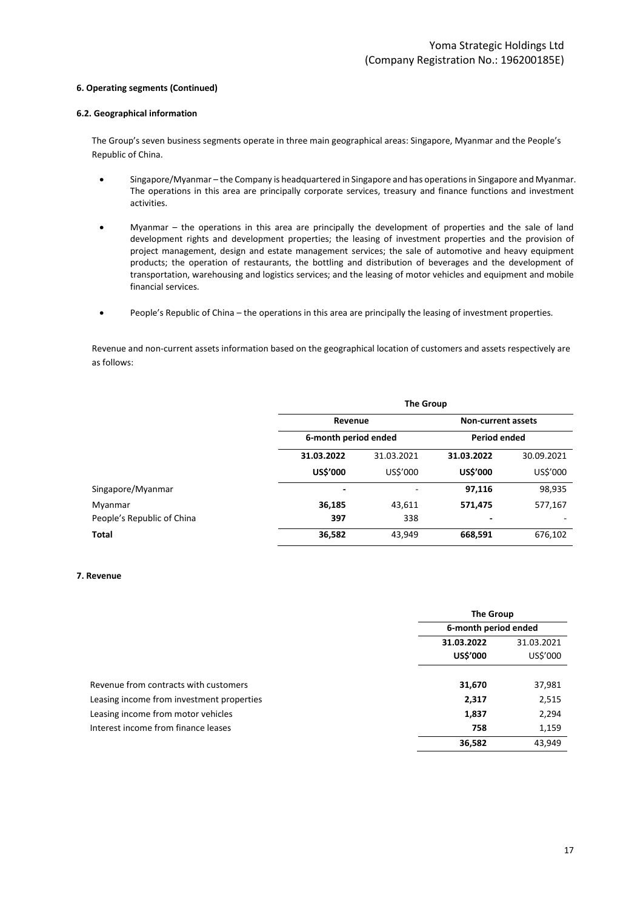### 6. Operating segments (Continued)

#### 6.2. Geographical information

The Group's seven business segments operate in three main geographical areas: Singapore, Myanmar and the People's Republic of China.

- Singapore/Myanmar – the Company is headquartered in Singapore and has operations in Singapore and Myanmar. The operations in this area are principally corporate services, treasury and finance functions and investment activities.
- Myanmar – the operations in this area are principally the development of properties and the sale of land development rights and development properties; the leasing of investment properties and the provision of project management, design and estate management services; the sale of automotive and heavy equipment products; the operation of restaurants, the bottling and distribution of beverages and the development of transportation, warehousing and logistics services; and the leasing of motor vehicles and equipment and mobile financial services.
- People's Republic of China – the operations in this area are principally the leasing of investment properties.

Revenue and non-current assets information based on the geographical location of customers and assets respectively are as follows:

| | The Group | | | |
|---|---|---|---|---|
| | Revenue | | Non-current assets | |
| | 6-month period ended | | Period ended | |
| | **31.03.2022** | 31.03.2021 | **31.03.2022** | 30.09.2021 |
| | **US$'000** | US$'000 | **US$'000** | US$'000 |
| Singapore/Myanmar | **-** | - | **97,116** | 98,935 |
| Myanmar | **36,185** | 43,611 | **571,475** | 577,167 |
| People's Republic of China | **397** | 338 | **-** | - |
| **Total** | **36,582** | 43,949 | **668,591** | 676,102 |

### 7. Revenue

| | The Group | |
|---|---|---|
| | 6-month period ended | |
| | **31.03.2022** | 31.03.2021 |
| | **US$'000** | US$'000 |
| Revenue from contracts with customers | **31,670** | 37,981 |
| Leasing income from investment properties | **2,317** | 2,515 |
| Leasing income from motor vehicles | **1,837** | 2,294 |
| Interest income from finance leases | **758** | 1,159 |
| | **36,582** | 43,949 |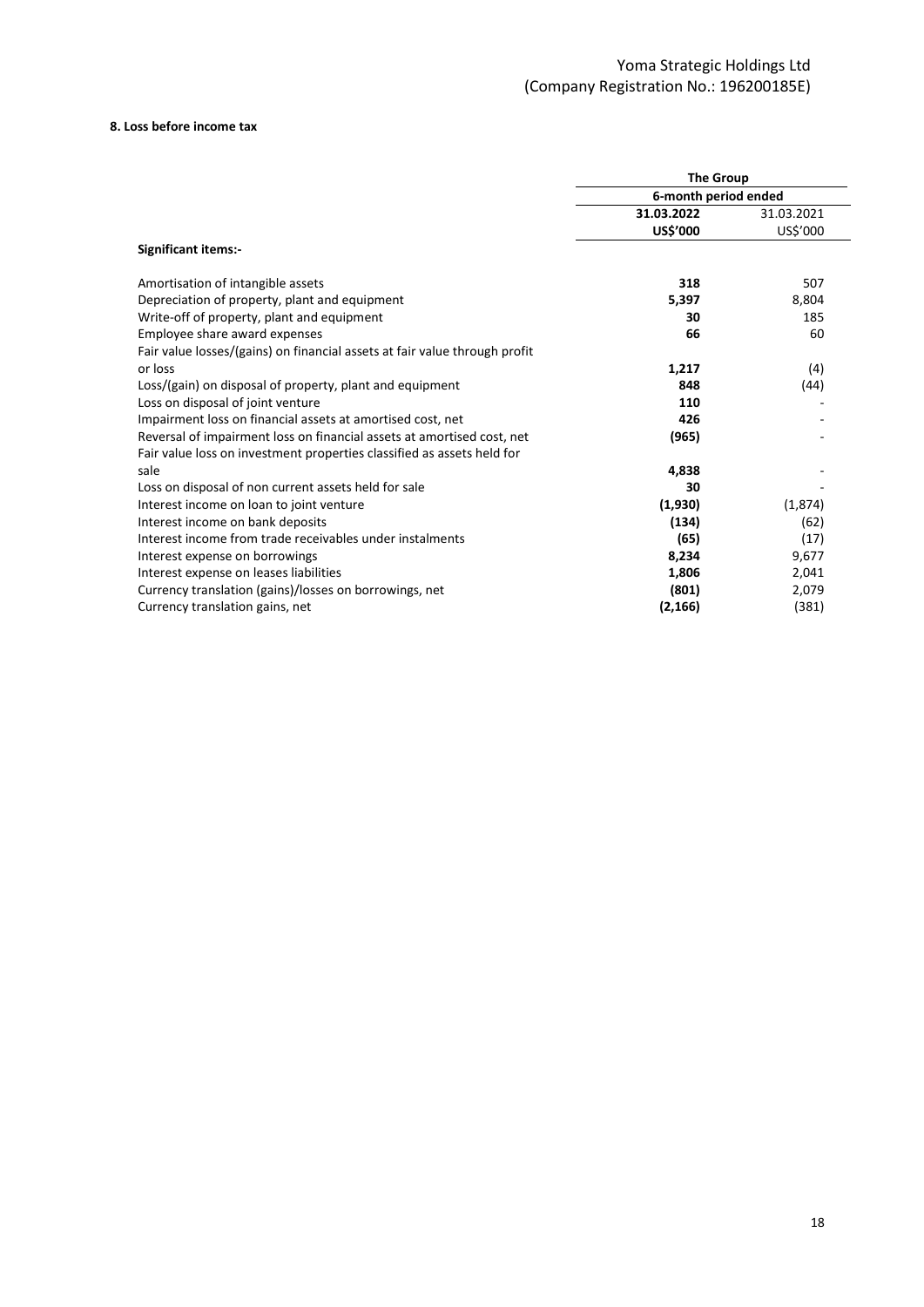### 8. Loss before income tax

| | The Group | |
|---|---|---|
| | 6-month period ended | |
| | **31.03.2022** | 31.03.2021 |
| | **US$'000** | US$'000 |
| **Significant items:-** | | |
| Amortisation of intangible assets | **318** | 507 |
| Depreciation of property, plant and equipment | **5,397** | 8,804 |
| Write-off of property, plant and equipment | **30** | 185 |
| Employee share award expenses | **66** | 60 |
| Fair value losses/(gains) on financial assets at fair value through profit or loss | **1,217** | (4) |
| Loss/(gain) on disposal of property, plant and equipment | **848** | (44) |
| Loss on disposal of joint venture | **110** | - |
| Impairment loss on financial assets at amortised cost, net | **426** | - |
| Reversal of impairment loss on financial assets at amortised cost, net | **(965)** | - |
| Fair value loss on investment properties classified as assets held for sale | **4,838** | - |
| Loss on disposal of non current assets held for sale | **30** | - |
| Interest income on loan to joint venture | **(1,930)** | (1,874) |
| Interest income on bank deposits | **(134)** | (62) |
| Interest income from trade receivables under instalments | **(65)** | (17) |
| Interest expense on borrowings | **8,234** | 9,677 |
| Interest expense on leases liabilities | **1,806** | 2,041 |
| Currency translation (gains)/losses on borrowings, net | **(801)** | 2,079 |
| Currency translation gains, net | **(2,166)** | (381) |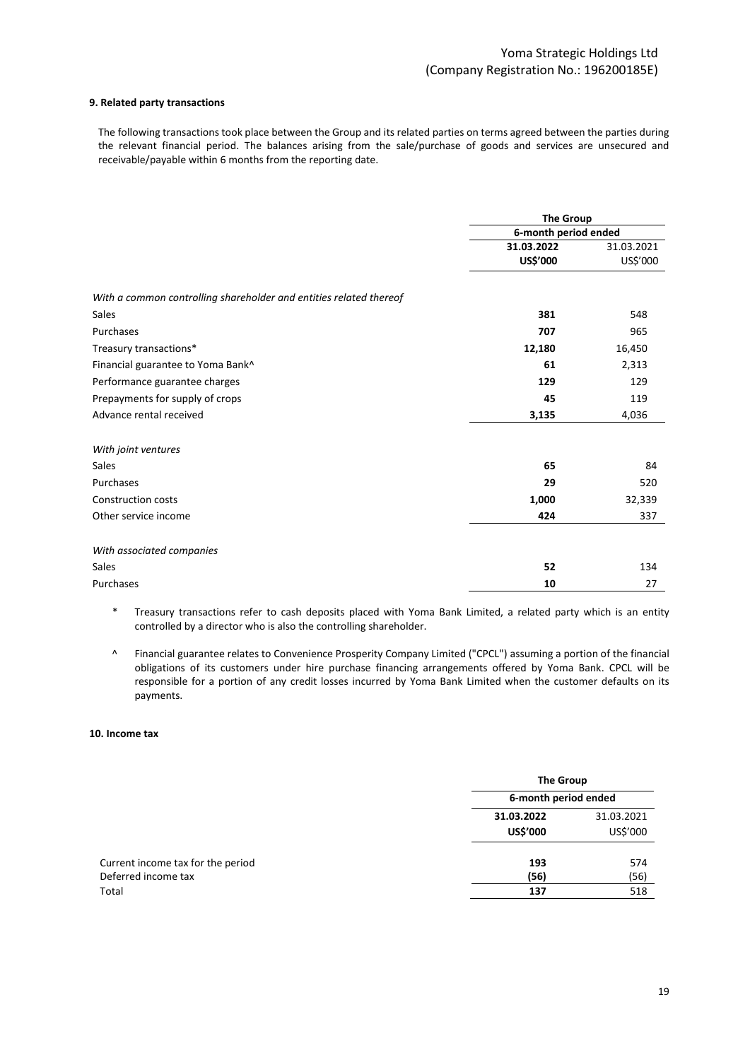### 9. Related party transactions

The following transactions took place between the Group and its related parties on terms agreed between the parties during the relevant financial period. The balances arising from the sale/purchase of goods and services are unsecured and receivable/payable within 6 months from the reporting date.

| | The Group | |
|---|---|---|
| | 6-month period ended | |
| | **31.03.2022** | 31.03.2021 |
| | **US$'000** | US$'000 |
| *With a common controlling shareholder and entities related thereof* | | |
| Sales | **381** | 548 |
| Purchases | **707** | 965 |
| Treasury transactions* | **12,180** | 16,450 |
| Financial guarantee to Yoma Bank^ | **61** | 2,313 |
| Performance guarantee charges | **129** | 129 |
| Prepayments for supply of crops | **45** | 119 |
| Advance rental received | **3,135** | 4,036 |
| *With joint ventures* | | |
| Sales | **65** | 84 |
| Purchases | **29** | 520 |
| Construction costs | **1,000** | 32,339 |
| Other service income | **424** | 337 |
| *With associated companies* | | |
| Sales | **52** | 134 |
| Purchases | **10** | 27 |

\* Treasury transactions refer to cash deposits placed with Yoma Bank Limited, a related party which is an entity controlled by a director who is also the controlling shareholder.

^ Financial guarantee relates to Convenience Prosperity Company Limited ("CPCL") assuming a portion of the financial obligations of its customers under hire purchase financing arrangements offered by Yoma Bank. CPCL will be responsible for a portion of any credit losses incurred by Yoma Bank Limited when the customer defaults on its payments.

### 10. Income tax

| | The Group | |
|---|---|---|
| | 6-month period ended | |
| | **31.03.2022** | 31.03.2021 |
| | **US$'000** | US$'000 |
| Current income tax for the period | **193** | 574 |
| Deferred income tax | **(56)** | (56) |
| Total | **137** | 518 |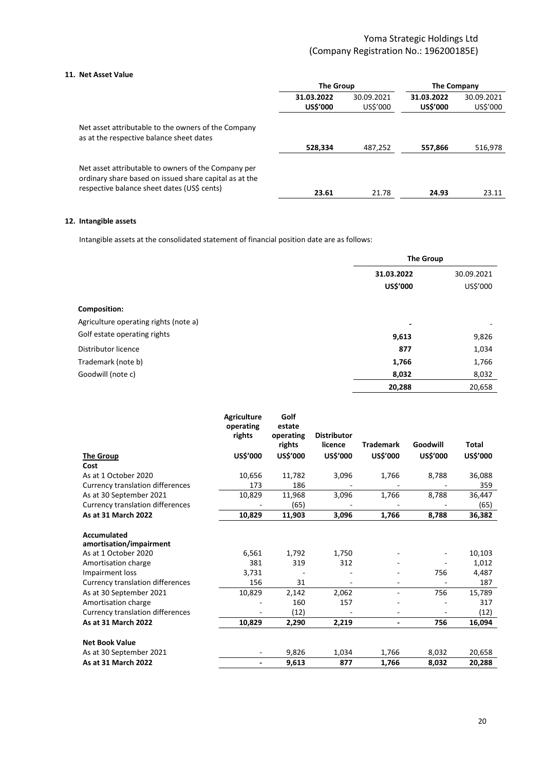## 11. Net Asset Value

| | The Group | | The Company | |
|---|---|---|---|---|
| | **31.03.2022** | 30.09.2021 | **31.03.2022** | 30.09.2021 |
| | **US$'000** | US$'000 | **US$'000** | US$'000 |
| Net asset attributable to the owners of the Company as at the respective balance sheet dates | **528,334** | 487,252 | **557,866** | 516,978 |
| Net asset attributable to owners of the Company per ordinary share based on issued share capital as at the respective balance sheet dates (US$ cents) | **23.61** | 21.78 | **24.93** | 23.11 |

## 12. Intangible assets

Intangible assets at the consolidated statement of financial position date are as follows:

| | The Group | |
|---|---|---|
| | **31.03.2022** | 30.09.2021 |
| | **US$'000** | US$'000 |
| **Composition:** | | |
| Agriculture operating rights (note a) | **-** | - |
| Golf estate operating rights | **9,613** | 9,826 |
| Distributor licence | **877** | 1,034 |
| Trademark (note b) | **1,766** | 1,766 |
| Goodwill (note c) | **8,032** | 8,032 |
| | **20,288** | 20,658 |

| **The Group** | **Agriculture operating rights** | **Golf estate operating rights** | **Distributor licence** | **Trademark** | **Goodwill** | **Total** |
|---|---|---|---|---|---|---|
| | **US$'000** | **US$'000** | **US$'000** | **US$'000** | **US$'000** | **US$'000** |
| **Cost** | | | | | | |
| As at 1 October 2020 | 10,656 | 11,782 | 3,096 | 1,766 | 8,788 | 36,088 |
| Currency translation differences | 173 | 186 | - | - | - | 359 |
| As at 30 September 2021 | 10,829 | 11,968 | 3,096 | 1,766 | 8,788 | 36,447 |
| Currency translation differences | - | (65) | - | - | - | (65) |
| **As at 31 March 2022** | **10,829** | **11,903** | **3,096** | **1,766** | **8,788** | **36,382** |
| **Accumulated amortisation/impairment** | | | | | | |
| As at 1 October 2020 | 6,561 | 1,792 | 1,750 | - | - | 10,103 |
| Amortisation charge | 381 | 319 | 312 | - | - | 1,012 |
| Impairment loss | 3,731 | - | - | - | 756 | 4,487 |
| Currency translation differences | 156 | 31 | - | - | - | 187 |
| As at 30 September 2021 | 10,829 | 2,142 | 2,062 | - | 756 | 15,789 |
| Amortisation charge | - | 160 | 157 | - | - | 317 |
| Currency translation differences | - | (12) | - | - | - | (12) |
| **As at 31 March 2022** | **10,829** | **2,290** | **2,219** | **-** | **756** | **16,094** |
| **Net Book Value** | | | | | | |
| As at 30 September 2021 | - | 9,826 | 1,034 | 1,766 | 8,032 | 20,658 |
| **As at 31 March 2022** | **-** | **9,613** | **877** | **1,766** | **8,032** | **20,288** |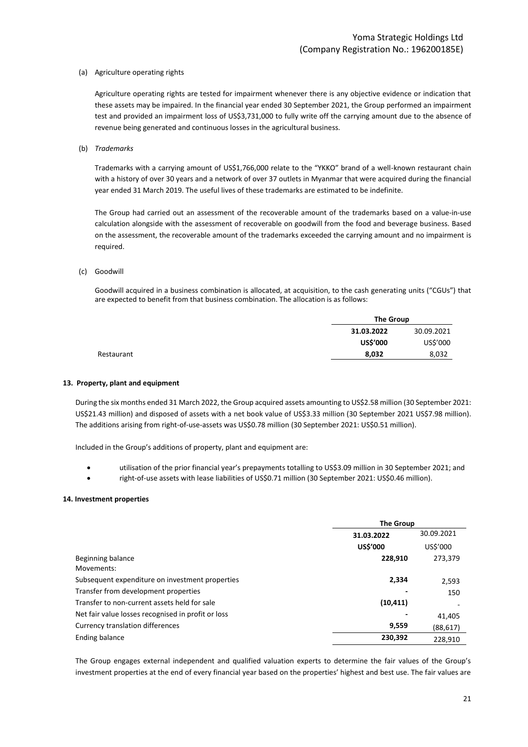(a) Agriculture operating rights

Agriculture operating rights are tested for impairment whenever there is any objective evidence or indication that these assets may be impaired. In the financial year ended 30 September 2021, the Group performed an impairment test and provided an impairment loss of US$3,731,000 to fully write off the carrying amount due to the absence of revenue being generated and continuous losses in the agricultural business.

(b) *Trademarks*

Trademarks with a carrying amount of US$1,766,000 relate to the "YKKO" brand of a well-known restaurant chain with a history of over 30 years and a network of over 37 outlets in Myanmar that were acquired during the financial year ended 31 March 2019. The useful lives of these trademarks are estimated to be indefinite.

The Group had carried out an assessment of the recoverable amount of the trademarks based on a value-in-use calculation alongside with the assessment of recoverable on goodwill from the food and beverage business. Based on the assessment, the recoverable amount of the trademarks exceeded the carrying amount and no impairment is required.

(c) Goodwill

Goodwill acquired in a business combination is allocated, at acquisition, to the cash generating units ("CGUs") that are expected to benefit from that business combination. The allocation is as follows:

| | **The Group** | |
|---|---|---|
| | **31.03.2022** | 30.09.2021 |
| | **US$'000** | US$'000 |
| Restaurant | **8,032** | 8,032 |

**13. Property, plant and equipment**

During the six months ended 31 March 2022, the Group acquired assets amounting to US$2.58 million (30 September 2021: US$21.43 million) and disposed of assets with a net book value of US$3.33 million (30 September 2021 US$7.98 million). The additions arising from right-of-use-assets was US$0.78 million (30 September 2021: US$0.51 million).

Included in the Group's additions of property, plant and equipment are:

- utilisation of the prior financial year's prepayments totalling to US$3.09 million in 30 September 2021; and
- right-of-use assets with lease liabilities of US$0.71 million (30 September 2021: US$0.46 million).

**14. Investment properties**

| | **The Group** | |
|---|---|---|
| | **31.03.2022** | 30.09.2021 |
| | **US$'000** | US$'000 |
| Beginning balance | **228,910** | 273,379 |
| Movements: | | |
| Subsequent expenditure on investment properties | **2,334** | 2,593 |
| Transfer from development properties | **-** | 150 |
| Transfer to non-current assets held for sale | **(10,411)** | - |
| Net fair value losses recognised in profit or loss | **-** | 41,405 |
| Currency translation differences | **9,559** | (88,617) |
| Ending balance | **230,392** | 228,910 |

The Group engages external independent and qualified valuation experts to determine the fair values of the Group's investment properties at the end of every financial year based on the properties' highest and best use. The fair values are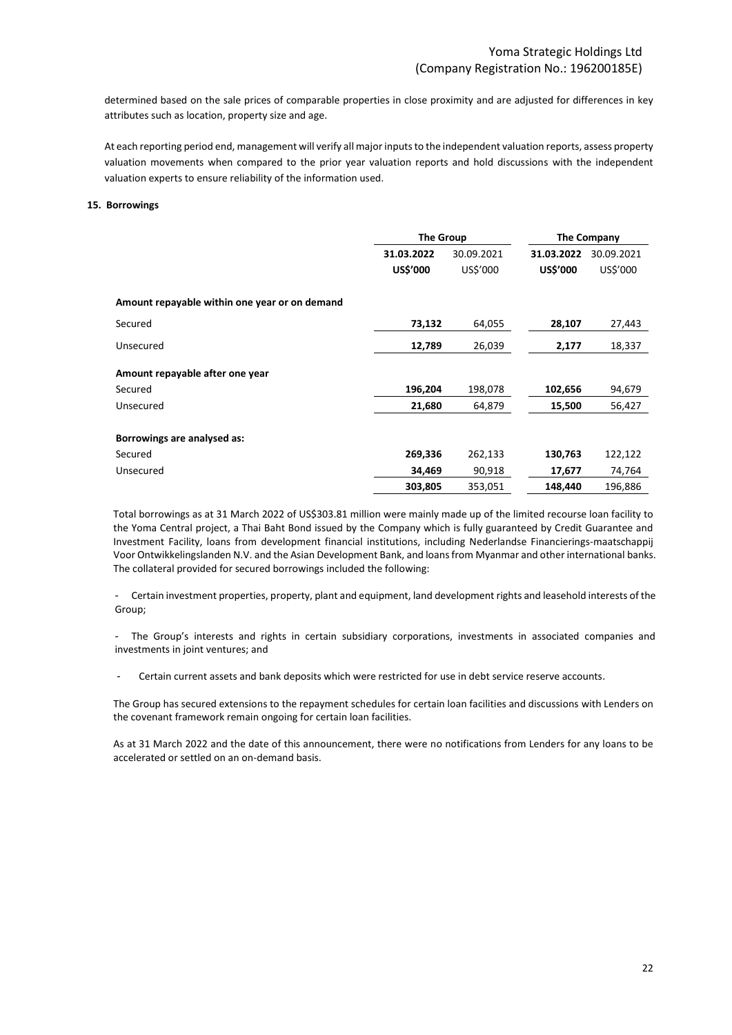determined based on the sale prices of comparable properties in close proximity and are adjusted for differences in key attributes such as location, property size and age.

At each reporting period end, management will verify all major inputs to the independent valuation reports, assess property valuation movements when compared to the prior year valuation reports and hold discussions with the independent valuation experts to ensure reliability of the information used.

**15. Borrowings**

| | **The Group** | | **The Company** | |
|---|---|---|---|---|
| | **31.03.2022** | 30.09.2021 | **31.03.2022** | 30.09.2021 |
| | **US$'000** | US$'000 | **US$'000** | US$'000 |
| **Amount repayable within one year or on demand** | | | | |
| Secured | **73,132** | 64,055 | **28,107** | 27,443 |
| Unsecured | **12,789** | 26,039 | **2,177** | 18,337 |
| **Amount repayable after one year** | | | | |
| Secured | **196,204** | 198,078 | **102,656** | 94,679 |
| Unsecured | **21,680** | 64,879 | **15,500** | 56,427 |
| **Borrowings are analysed as:** | | | | |
| Secured | **269,336** | 262,133 | **130,763** | 122,122 |
| Unsecured | **34,469** | 90,918 | **17,677** | 74,764 |
| | **303,805** | 353,051 | **148,440** | 196,886 |

Total borrowings as at 31 March 2022 of US$303.81 million were mainly made up of the limited recourse loan facility to the Yoma Central project, a Thai Baht Bond issued by the Company which is fully guaranteed by Credit Guarantee and Investment Facility, loans from development financial institutions, including Nederlandse Financierings-maatschappij Voor Ontwikkelingslanden N.V. and the Asian Development Bank, and loans from Myanmar and other international banks. The collateral provided for secured borrowings included the following:

- Certain investment properties, property, plant and equipment, land development rights and leasehold interests of the Group;
- The Group's interests and rights in certain subsidiary corporations, investments in associated companies and investments in joint ventures; and
- Certain current assets and bank deposits which were restricted for use in debt service reserve accounts.

The Group has secured extensions to the repayment schedules for certain loan facilities and discussions with Lenders on the covenant framework remain ongoing for certain loan facilities.

As at 31 March 2022 and the date of this announcement, there were no notifications from Lenders for any loans to be accelerated or settled on an on-demand basis.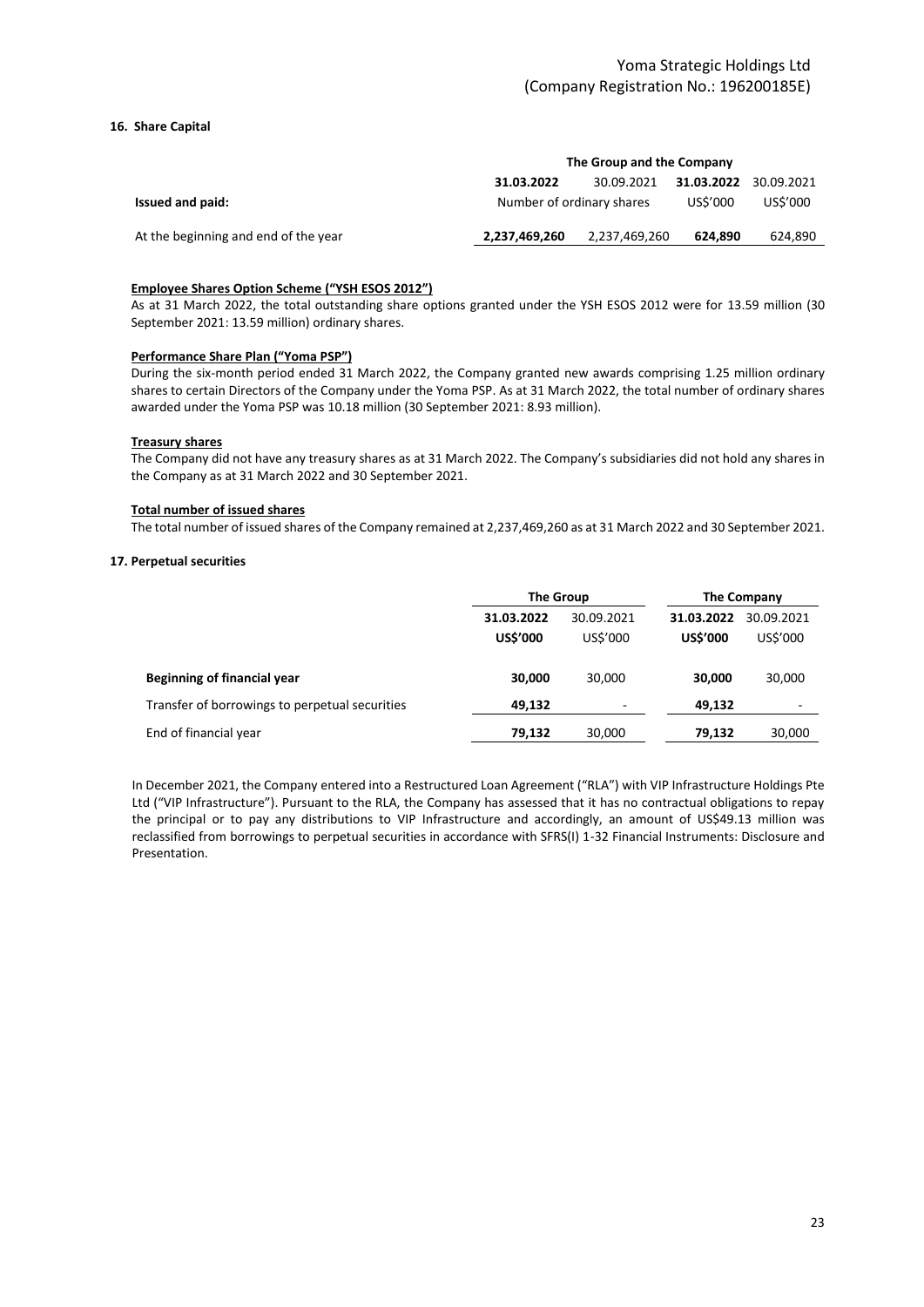## 16. Share Capital

| | The Group and the Company | | | |
|---|---|---|---|---|
| | **31.03.2022** | 30.09.2021 | **31.03.2022** | 30.09.2021 |
| **Issued and paid:** | Number of ordinary shares | | US$'000 | US$'000 |
| At the beginning and end of the year | **2,237,469,260** | 2,237,469,260 | **624,890** | 624,890 |

**Employee Shares Option Scheme ("YSH ESOS 2012")**

As at 31 March 2022, the total outstanding share options granted under the YSH ESOS 2012 were for 13.59 million (30 September 2021: 13.59 million) ordinary shares.

**Performance Share Plan ("Yoma PSP")**

During the six-month period ended 31 March 2022, the Company granted new awards comprising 1.25 million ordinary shares to certain Directors of the Company under the Yoma PSP. As at 31 March 2022, the total number of ordinary shares awarded under the Yoma PSP was 10.18 million (30 September 2021: 8.93 million).

**Treasury shares**

The Company did not have any treasury shares as at 31 March 2022. The Company's subsidiaries did not hold any shares in the Company as at 31 March 2022 and 30 September 2021.

**Total number of issued shares**

The total number of issued shares of the Company remained at 2,237,469,260 as at 31 March 2022 and 30 September 2021.

## 17. Perpetual securities

| | The Group | | The Company | |
|---|---|---|---|---|
| | **31.03.2022** | 30.09.2021 | **31.03.2022** | 30.09.2021 |
| | **US$'000** | US$'000 | **US$'000** | US$'000 |
| **Beginning of financial year** | **30,000** | 30,000 | **30,000** | 30,000 |
| Transfer of borrowings to perpetual securities | **49,132** | - | **49,132** | - |
| End of financial year | **79,132** | 30,000 | **79,132** | 30,000 |

In December 2021, the Company entered into a Restructured Loan Agreement ("RLA") with VIP Infrastructure Holdings Pte Ltd ("VIP Infrastructure"). Pursuant to the RLA, the Company has assessed that it has no contractual obligations to repay the principal or to pay any distributions to VIP Infrastructure and accordingly, an amount of US$49.13 million was reclassified from borrowings to perpetual securities in accordance with SFRS(I) 1-32 Financial Instruments: Disclosure and Presentation.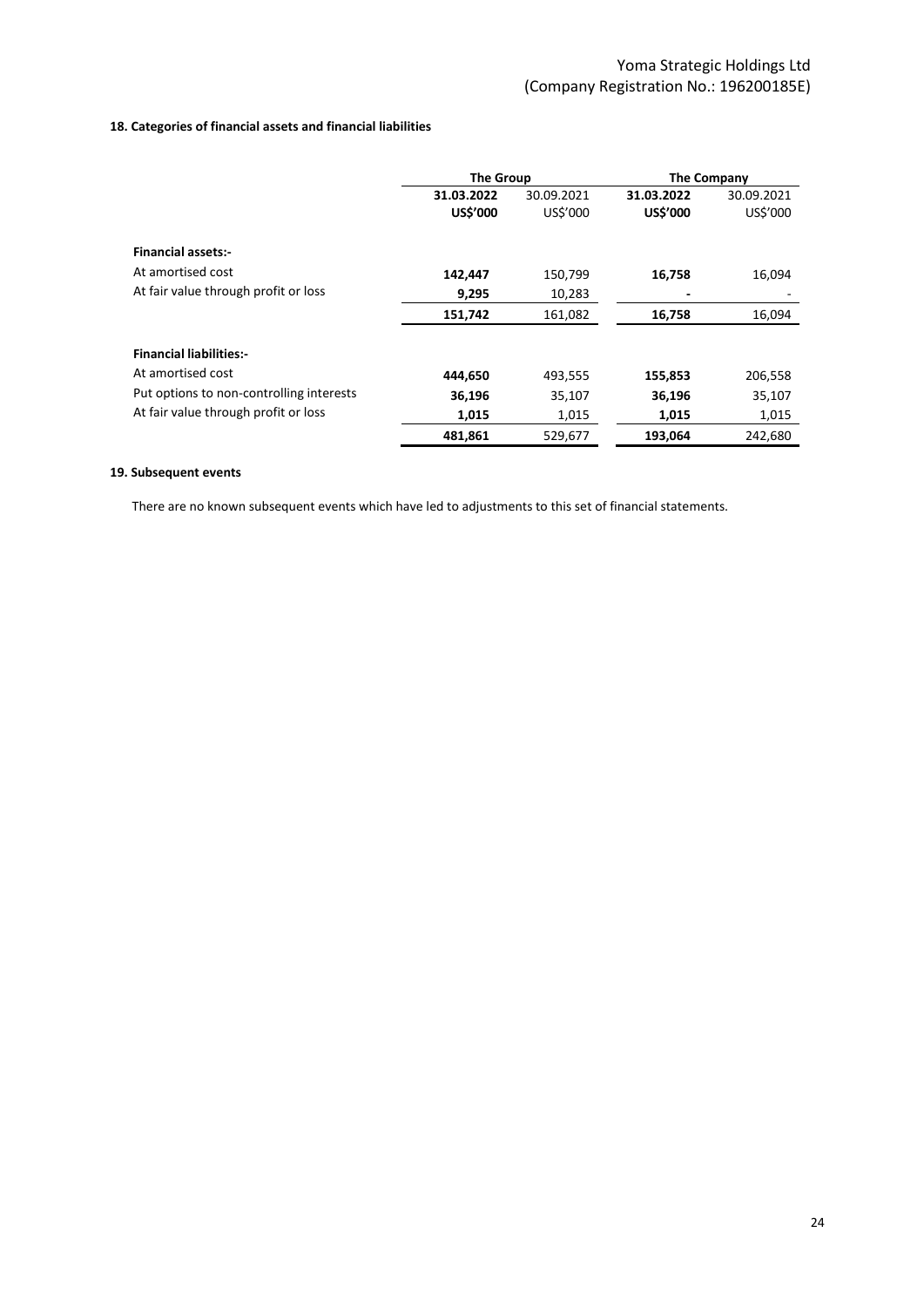### 18. Categories of financial assets and financial liabilities

| | The Group | | The Company | |
|---|---|---|---|---|
| | **31.03.2022** | 30.09.2021 | **31.03.2022** | 30.09.2021 |
| | **US$'000** | US$'000 | **US$'000** | US$'000 |
| **Financial assets:-** | | | | |
| At amortised cost | **142,447** | 150,799 | **16,758** | 16,094 |
| At fair value through profit or loss | **9,295** | 10,283 | **-** | - |
| | **151,742** | 161,082 | **16,758** | 16,094 |
| **Financial liabilities:-** | | | | |
| At amortised cost | **444,650** | 493,555 | **155,853** | 206,558 |
| Put options to non-controlling interests | **36,196** | 35,107 | **36,196** | 35,107 |
| At fair value through profit or loss | **1,015** | 1,015 | **1,015** | 1,015 |
| | **481,861** | 529,677 | **193,064** | 242,680 |

### 19. Subsequent events

There are no known subsequent events which have led to adjustments to this set of financial statements.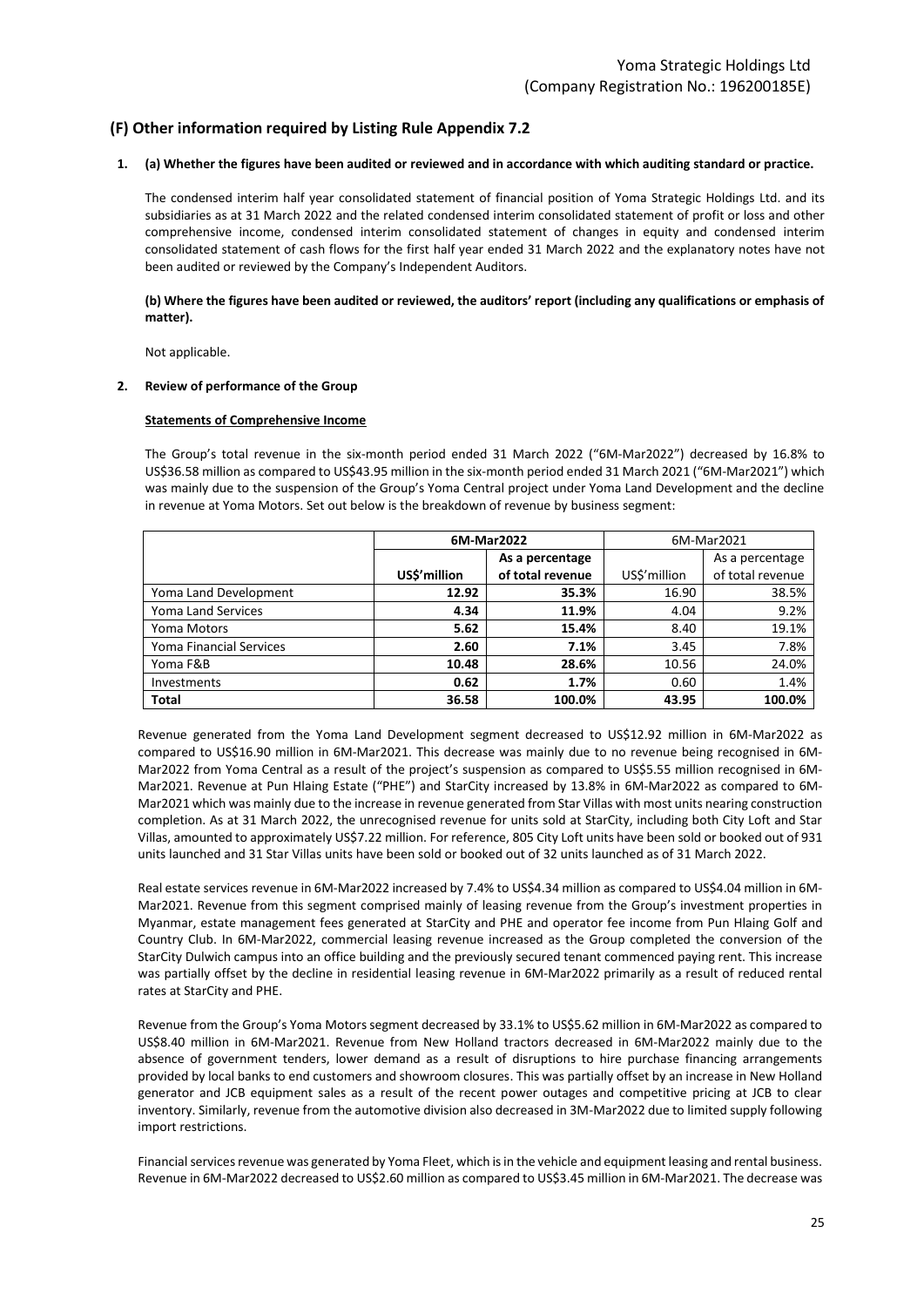## (F) Other information required by Listing Rule Appendix 7.2

**1. (a) Whether the figures have been audited or reviewed and in accordance with which auditing standard or practice.**

The condensed interim half year consolidated statement of financial position of Yoma Strategic Holdings Ltd. and its subsidiaries as at 31 March 2022 and the related condensed interim consolidated statement of profit or loss and other comprehensive income, condensed interim consolidated statement of changes in equity and condensed interim consolidated statement of cash flows for the first half year ended 31 March 2022 and the explanatory notes have not been audited or reviewed by the Company's Independent Auditors.

**(b) Where the figures have been audited or reviewed, the auditors' report (including any qualifications or emphasis of matter).**

Not applicable.

**2. Review of performance of the Group**

**Statements of Comprehensive Income**

The Group's total revenue in the six-month period ended 31 March 2022 ("6M-Mar2022") decreased by 16.8% to US$36.58 million as compared to US$43.95 million in the six-month period ended 31 March 2021 ("6M-Mar2021") which was mainly due to the suspension of the Group's Yoma Central project under Yoma Land Development and the decline in revenue at Yoma Motors. Set out below is the breakdown of revenue by business segment:

| | **6M-Mar2022** | | 6M-Mar2021 | |
|---|---|---|---|---|
| | **US$'million** | **As a percentage of total revenue** | US$'million | As a percentage of total revenue |
| Yoma Land Development | **12.92** | **35.3%** | 16.90 | 38.5% |
| Yoma Land Services | **4.34** | **11.9%** | 4.04 | 9.2% |
| Yoma Motors | **5.62** | **15.4%** | 8.40 | 19.1% |
| Yoma Financial Services | **2.60** | **7.1%** | 3.45 | 7.8% |
| Yoma F&B | **10.48** | **28.6%** | 10.56 | 24.0% |
| Investments | **0.62** | **1.7%** | 0.60 | 1.4% |
| **Total** | **36.58** | **100.0%** | **43.95** | **100.0%** |

Revenue generated from the Yoma Land Development segment decreased to US$12.92 million in 6M-Mar2022 as compared to US$16.90 million in 6M-Mar2021. This decrease was mainly due to no revenue being recognised in 6M-Mar2022 from Yoma Central as a result of the project's suspension as compared to US$5.55 million recognised in 6M-Mar2021. Revenue at Pun Hlaing Estate ("PHE") and StarCity increased by 13.8% in 6M-Mar2022 as compared to 6M-Mar2021 which was mainly due to the increase in revenue generated from Star Villas with most units nearing construction completion. As at 31 March 2022, the unrecognised revenue for units sold at StarCity, including both City Loft and Star Villas, amounted to approximately US$7.22 million. For reference, 805 City Loft units have been sold or booked out of 931 units launched and 31 Star Villas units have been sold or booked out of 32 units launched as of 31 March 2022.

Real estate services revenue in 6M-Mar2022 increased by 7.4% to US$4.34 million as compared to US$4.04 million in 6M-Mar2021. Revenue from this segment comprised mainly of leasing revenue from the Group's investment properties in Myanmar, estate management fees generated at StarCity and PHE and operator fee income from Pun Hlaing Golf and Country Club. In 6M-Mar2022, commercial leasing revenue increased as the Group completed the conversion of the StarCity Dulwich campus into an office building and the previously secured tenant commenced paying rent. This increase was partially offset by the decline in residential leasing revenue in 6M-Mar2022 primarily as a result of reduced rental rates at StarCity and PHE.

Revenue from the Group's Yoma Motors segment decreased by 33.1% to US$5.62 million in 6M-Mar2022 as compared to US$8.40 million in 6M-Mar2021. Revenue from New Holland tractors decreased in 6M-Mar2022 mainly due to the absence of government tenders, lower demand as a result of disruptions to hire purchase financing arrangements provided by local banks to end customers and showroom closures. This was partially offset by an increase in New Holland generator and JCB equipment sales as a result of the recent power outages and competitive pricing at JCB to clear inventory. Similarly, revenue from the automotive division also decreased in 3M-Mar2022 due to limited supply following import restrictions.

Financial services revenue was generated by Yoma Fleet, which is in the vehicle and equipment leasing and rental business. Revenue in 6M-Mar2022 decreased to US$2.60 million as compared to US$3.45 million in 6M-Mar2021. The decrease was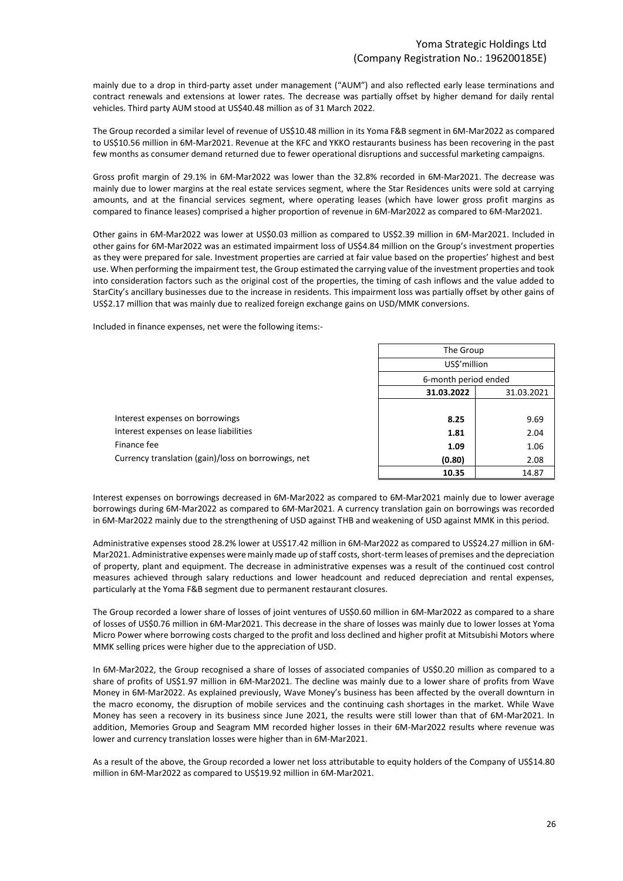mainly due to a drop in third-party asset under management ("AUM") and also reflected early lease terminations and contract renewals and extensions at lower rates. The decrease was partially offset by higher demand for daily rental vehicles. Third party AUM stood at US$40.48 million as of 31 March 2022.

The Group recorded a similar level of revenue of US$10.48 million in its Yoma F&B segment in 6M-Mar2022 as compared to US$10.56 million in 6M-Mar2021. Revenue at the KFC and YKKO restaurants business has been recovering in the past few months as consumer demand returned due to fewer operational disruptions and successful marketing campaigns.

Gross profit margin of 29.1% in 6M-Mar2022 was lower than the 32.8% recorded in 6M-Mar2021. The decrease was mainly due to lower margins at the real estate services segment, where the Star Residences units were sold at carrying amounts, and at the financial services segment, where operating leases (which have lower gross profit margins as compared to finance leases) comprised a higher proportion of revenue in 6M-Mar2022 as compared to 6M-Mar2021.

Other gains in 6M-Mar2022 was lower at US$0.03 million as compared to US$2.39 million in 6M-Mar2021. Included in other gains for 6M-Mar2022 was an estimated impairment loss of US$4.84 million on the Group's investment properties as they were prepared for sale. Investment properties are carried at fair value based on the properties' highest and best use. When performing the impairment test, the Group estimated the carrying value of the investment properties and took into consideration factors such as the original cost of the properties, the timing of cash inflows and the value added to StarCity's ancillary businesses due to the increase in residents. This impairment loss was partially offset by other gains of US$2.17 million that was mainly due to realized foreign exchange gains on USD/MMK conversions.

Included in finance expenses, net were the following items:-

| | The Group | |
|---|---|---|
| | US$'million | |
| | 6-month period ended | |
| | **31.03.2022** | 31.03.2021 |
| Interest expenses on borrowings | **8.25** | 9.69 |
| Interest expenses on lease liabilities | **1.81** | 2.04 |
| Finance fee | **1.09** | 1.06 |
| Currency translation (gain)/loss on borrowings, net | **(0.80)** | 2.08 |
| | **10.35** | 14.87 |

Interest expenses on borrowings decreased in 6M-Mar2022 as compared to 6M-Mar2021 mainly due to lower average borrowings during 6M-Mar2022 as compared to 6M-Mar2021. A currency translation gain on borrowings was recorded in 6M-Mar2022 mainly due to the strengthening of USD against THB and weakening of USD against MMK in this period.

Administrative expenses stood 28.2% lower at US$17.42 million in 6M-Mar2022 as compared to US$24.27 million in 6M-Mar2021. Administrative expenses were mainly made up of staff costs, short-term leases of premises and the depreciation of property, plant and equipment. The decrease in administrative expenses was a result of the continued cost control measures achieved through salary reductions and lower headcount and reduced depreciation and rental expenses, particularly at the Yoma F&B segment due to permanent restaurant closures.

The Group recorded a lower share of losses of joint ventures of US$0.60 million in 6M-Mar2022 as compared to a share of losses of US$0.76 million in 6M-Mar2021. This decrease in the share of losses was mainly due to lower losses at Yoma Micro Power where borrowing costs charged to the profit and loss declined and higher profit at Mitsubishi Motors where MMK selling prices were higher due to the appreciation of USD.

In 6M-Mar2022, the Group recognised a share of losses of associated companies of US$0.20 million as compared to a share of profits of US$1.97 million in 6M-Mar2021. The decline was mainly due to a lower share of profits from Wave Money in 6M-Mar2022. As explained previously, Wave Money's business has been affected by the overall downturn in the macro economy, the disruption of mobile services and the continuing cash shortages in the market. While Wave Money has seen a recovery in its business since June 2021, the results were still lower than that of 6M-Mar2021. In addition, Memories Group and Seagram MM recorded higher losses in their 6M-Mar2022 results where revenue was lower and currency translation losses were higher than in 6M-Mar2021.

As a result of the above, the Group recorded a lower net loss attributable to equity holders of the Company of US$14.80 million in 6M-Mar2022 as compared to US$19.92 million in 6M-Mar2021.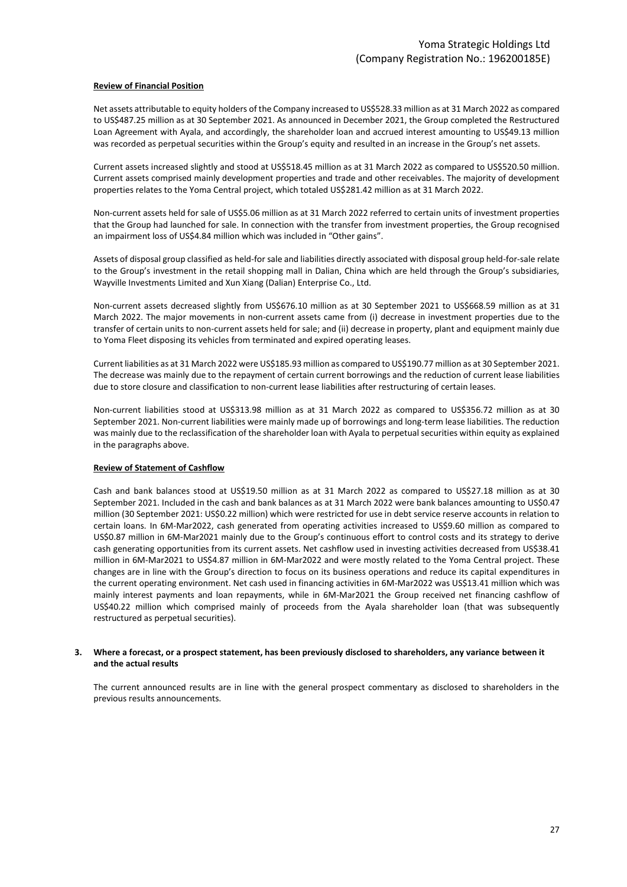**Review of Financial Position**

Net assets attributable to equity holders of the Company increased to US$528.33 million as at 31 March 2022 as compared to US$487.25 million as at 30 September 2021. As announced in December 2021, the Group completed the Restructured Loan Agreement with Ayala, and accordingly, the shareholder loan and accrued interest amounting to US$49.13 million was recorded as perpetual securities within the Group's equity and resulted in an increase in the Group's net assets.

Current assets increased slightly and stood at US$518.45 million as at 31 March 2022 as compared to US$520.50 million. Current assets comprised mainly development properties and trade and other receivables. The majority of development properties relates to the Yoma Central project, which totaled US$281.42 million as at 31 March 2022.

Non-current assets held for sale of US$5.06 million as at 31 March 2022 referred to certain units of investment properties that the Group had launched for sale. In connection with the transfer from investment properties, the Group recognised an impairment loss of US$4.84 million which was included in "Other gains".

Assets of disposal group classified as held-for sale and liabilities directly associated with disposal group held-for-sale relate to the Group's investment in the retail shopping mall in Dalian, China which are held through the Group's subsidiaries, Wayville Investments Limited and Xun Xiang (Dalian) Enterprise Co., Ltd.

Non-current assets decreased slightly from US$676.10 million as at 30 September 2021 to US$668.59 million as at 31 March 2022. The major movements in non-current assets came from (i) decrease in investment properties due to the transfer of certain units to non-current assets held for sale; and (ii) decrease in property, plant and equipment mainly due to Yoma Fleet disposing its vehicles from terminated and expired operating leases.

Current liabilities as at 31 March 2022 were US$185.93 million as compared to US$190.77 million as at 30 September 2021. The decrease was mainly due to the repayment of certain current borrowings and the reduction of current lease liabilities due to store closure and classification to non-current lease liabilities after restructuring of certain leases.

Non-current liabilities stood at US$313.98 million as at 31 March 2022 as compared to US$356.72 million as at 30 September 2021. Non-current liabilities were mainly made up of borrowings and long-term lease liabilities. The reduction was mainly due to the reclassification of the shareholder loan with Ayala to perpetual securities within equity as explained in the paragraphs above.

**Review of Statement of Cashflow**

Cash and bank balances stood at US$19.50 million as at 31 March 2022 as compared to US$27.18 million as at 30 September 2021. Included in the cash and bank balances as at 31 March 2022 were bank balances amounting to US$0.47 million (30 September 2021: US$0.22 million) which were restricted for use in debt service reserve accounts in relation to certain loans. In 6M-Mar2022, cash generated from operating activities increased to US$9.60 million as compared to US$0.87 million in 6M-Mar2021 mainly due to the Group's continuous effort to control costs and its strategy to derive cash generating opportunities from its current assets. Net cashflow used in investing activities decreased from US$38.41 million in 6M-Mar2021 to US$4.87 million in 6M-Mar2022 and were mostly related to the Yoma Central project. These changes are in line with the Group's direction to focus on its business operations and reduce its capital expenditures in the current operating environment. Net cash used in financing activities in 6M-Mar2022 was US$13.41 million which was mainly interest payments and loan repayments, while in 6M-Mar2021 the Group received net financing cashflow of US$40.22 million which comprised mainly of proceeds from the Ayala shareholder loan (that was subsequently restructured as perpetual securities).

**3. Where a forecast, or a prospect statement, has been previously disclosed to shareholders, any variance between it and the actual results**

The current announced results are in line with the general prospect commentary as disclosed to shareholders in the previous results announcements.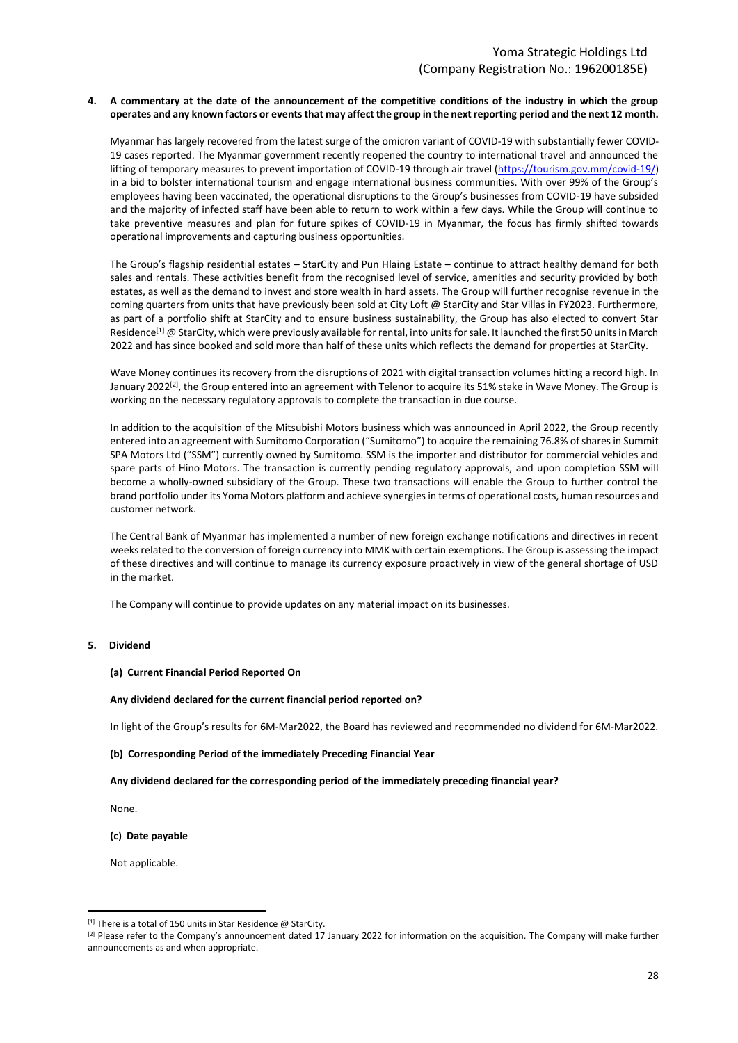**4. A commentary at the date of the announcement of the competitive conditions of the industry in which the group operates and any known factors or events that may affect the group in the next reporting period and the next 12 month.**

Myanmar has largely recovered from the latest surge of the omicron variant of COVID-19 with substantially fewer COVID-19 cases reported. The Myanmar government recently reopened the country to international travel and announced the lifting of temporary measures to prevent importation of COVID-19 through air travel (https://tourism.gov.mm/covid-19/) in a bid to bolster international tourism and engage international business communities. With over 99% of the Group's employees having been vaccinated, the operational disruptions to the Group's businesses from COVID-19 have subsided and the majority of infected staff have been able to return to work within a few days. While the Group will continue to take preventive measures and plan for future spikes of COVID-19 in Myanmar, the focus has firmly shifted towards operational improvements and capturing business opportunities.

The Group's flagship residential estates – StarCity and Pun Hlaing Estate – continue to attract healthy demand for both sales and rentals. These activities benefit from the recognised level of service, amenities and security provided by both estates, as well as the demand to invest and store wealth in hard assets. The Group will further recognise revenue in the coming quarters from units that have previously been sold at City Loft @ StarCity and Star Villas in FY2023. Furthermore, as part of a portfolio shift at StarCity and to ensure business sustainability, the Group has also elected to convert Star Residence[1] @ StarCity, which were previously available for rental, into units for sale. It launched the first 50 units in March 2022 and has since booked and sold more than half of these units which reflects the demand for properties at StarCity.

Wave Money continues its recovery from the disruptions of 2021 with digital transaction volumes hitting a record high. In January 2022[2], the Group entered into an agreement with Telenor to acquire its 51% stake in Wave Money. The Group is working on the necessary regulatory approvals to complete the transaction in due course.

In addition to the acquisition of the Mitsubishi Motors business which was announced in April 2022, the Group recently entered into an agreement with Sumitomo Corporation ("Sumitomo") to acquire the remaining 76.8% of shares in Summit SPA Motors Ltd ("SSM") currently owned by Sumitomo. SSM is the importer and distributor for commercial vehicles and spare parts of Hino Motors. The transaction is currently pending regulatory approvals, and upon completion SSM will become a wholly-owned subsidiary of the Group. These two transactions will enable the Group to further control the brand portfolio under its Yoma Motors platform and achieve synergies in terms of operational costs, human resources and customer network.

The Central Bank of Myanmar has implemented a number of new foreign exchange notifications and directives in recent weeks related to the conversion of foreign currency into MMK with certain exemptions. The Group is assessing the impact of these directives and will continue to manage its currency exposure proactively in view of the general shortage of USD in the market.

The Company will continue to provide updates on any material impact on its businesses.

**5. Dividend**

**(a) Current Financial Period Reported On**

**Any dividend declared for the current financial period reported on?**

In light of the Group's results for 6M-Mar2022, the Board has reviewed and recommended no dividend for 6M-Mar2022.

**(b) Corresponding Period of the immediately Preceding Financial Year**

**Any dividend declared for the corresponding period of the immediately preceding financial year?**

None.

**(c) Date payable**

Not applicable.

---

[1] There is a total of 150 units in Star Residence @ StarCity.

[2] Please refer to the Company's announcement dated 17 January 2022 for information on the acquisition. The Company will make further announcements as and when appropriate.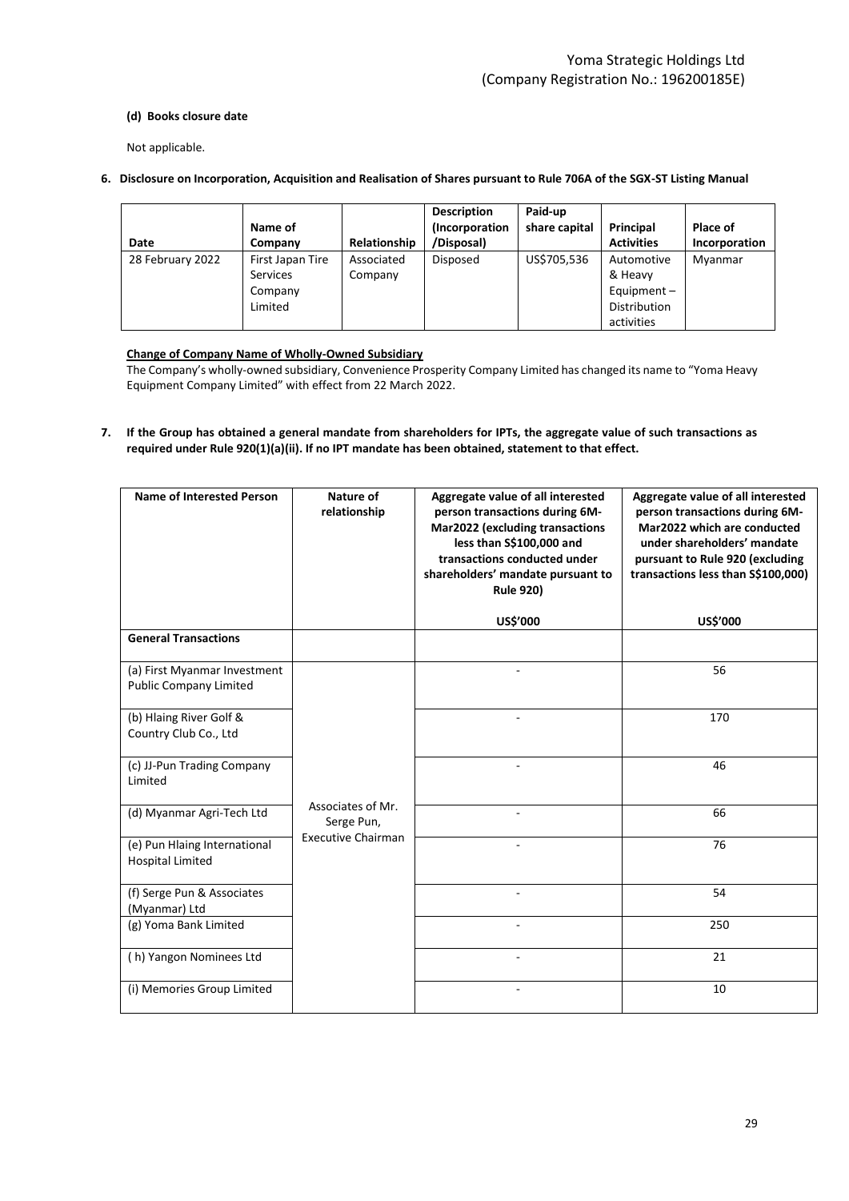#### (d) Books closure date

Not applicable.

### 6. Disclosure on Incorporation, Acquisition and Realisation of Shares pursuant to Rule 706A of the SGX-ST Listing Manual

| Date | Name of Company | Relationship | Description (Incorporation /Disposal) | Paid-up share capital | Principal Activities | Place of Incorporation |
|---|---|---|---|---|---|---|
| 28 February 2022 | First Japan Tire Services Company Limited | Associated Company | Disposed | US$705,536 | Automotive & Heavy Equipment – Distribution activities | Myanmar |

**Change of Company Name of Wholly-Owned Subsidiary**

The Company's wholly-owned subsidiary, Convenience Prosperity Company Limited has changed its name to "Yoma Heavy Equipment Company Limited" with effect from 22 March 2022.

### 7. If the Group has obtained a general mandate from shareholders for IPTs, the aggregate value of such transactions as required under Rule 920(1)(a)(ii). If no IPT mandate has been obtained, statement to that effect.

| Name of Interested Person | Nature of relationship | Aggregate value of all interested person transactions during 6M-Mar2022 (excluding transactions less than S$100,000 and transactions conducted under shareholders' mandate pursuant to Rule 920) | Aggregate value of all interested person transactions during 6M-Mar2022 which are conducted under shareholders' mandate pursuant to Rule 920 (excluding transactions less than S$100,000) |
|---|---|---|---|
| | | US$'000 | US$'000 |
| **General Transactions** | | | |
| (a) First Myanmar Investment Public Company Limited | Associates of Mr. Serge Pun, Executive Chairman | - | 56 |
| (b) Hlaing River Golf & Country Club Co., Ltd | | - | 170 |
| (c) JJ-Pun Trading Company Limited | | - | 46 |
| (d) Myanmar Agri-Tech Ltd | | - | 66 |
| (e) Pun Hlaing International Hospital Limited | | - | 76 |
| (f) Serge Pun & Associates (Myanmar) Ltd | | - | 54 |
| (g) Yoma Bank Limited | | - | 250 |
| ( h) Yangon Nominees Ltd | | - | 21 |
| (i) Memories Group Limited | | - | 10 |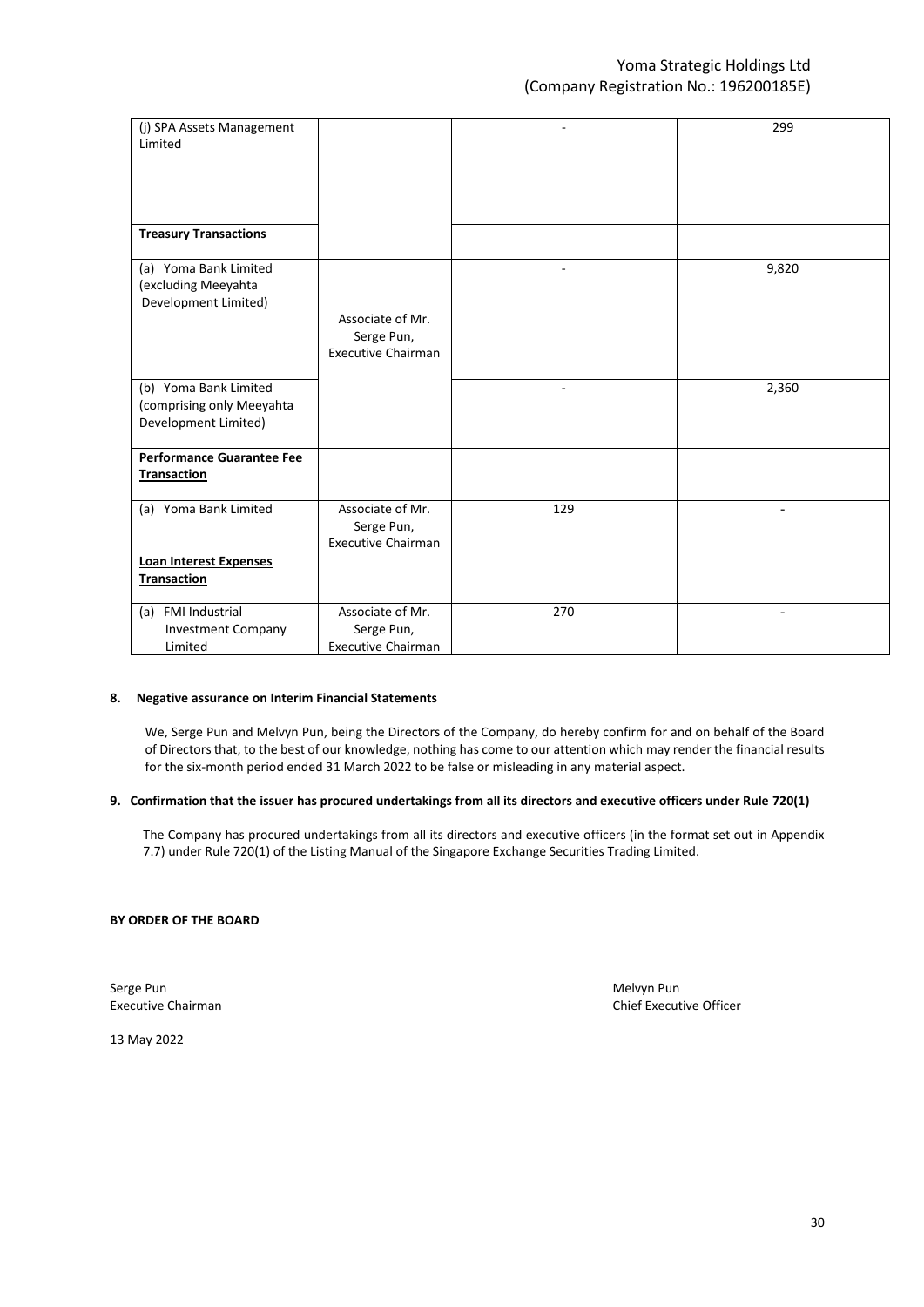| | | | |
|---|---|---|---|
| (j) SPA Assets Management Limited | | - | 299 |
| **Treasury Transactions** | | | |
| (a) Yoma Bank Limited (excluding Meeyahta Development Limited) | Associate of Mr. Serge Pun, Executive Chairman | - | 9,820 |
| (b) Yoma Bank Limited (comprising only Meeyahta Development Limited) | | - | 2,360 |
| **Performance Guarantee Fee Transaction** | | | |
| (a) Yoma Bank Limited | Associate of Mr. Serge Pun, Executive Chairman | 129 | - |
| **Loan Interest Expenses Transaction** | | | |
| (a) FMI Industrial Investment Company Limited | Associate of Mr. Serge Pun, Executive Chairman | 270 | - |

**8. Negative assurance on Interim Financial Statements**

We, Serge Pun and Melvyn Pun, being the Directors of the Company, do hereby confirm for and on behalf of the Board of Directors that, to the best of our knowledge, nothing has come to our attention which may render the financial results for the six-month period ended 31 March 2022 to be false or misleading in any material aspect.

**9. Confirmation that the issuer has procured undertakings from all its directors and executive officers under Rule 720(1)**

The Company has procured undertakings from all its directors and executive officers (in the format set out in Appendix 7.7) under Rule 720(1) of the Listing Manual of the Singapore Exchange Securities Trading Limited.

**BY ORDER OF THE BOARD**

Serge Pun
Executive Chairman

Melvyn Pun
Chief Executive Officer

13 May 2022